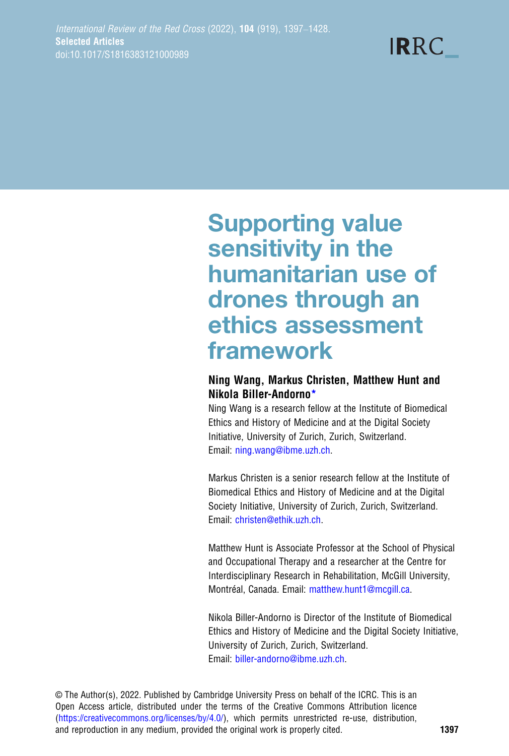# Supporting value sensitivity in the humanitarian use of drones through an ethics assessment framework

**Ning Wang, Markus Christen, Matthew Hunt and Nikola Biller-Andorno***

Ning Wang is a research fellow at the Institute of Biomedical Ethics and History of Medicine and at the Digital Society Initiative, University of Zurich, Zurich, Switzerland. Email: ning.wang@ibme.uzh.ch.

Markus Christen is a senior research fellow at the Institute of Biomedical Ethics and History of Medicine and at the Digital Society Initiative, University of Zurich, Zurich, Switzerland. Email: christen@ethik.uzh.ch.

Matthew Hunt is Associate Professor at the School of Physical and Occupational Therapy and a researcher at the Centre for Interdisciplinary Research in Rehabilitation, McGill University, Montréal, Canada. Email: matthew.hunt1@mcgill.ca.

Nikola Biller-Andorno is Director of the Institute of Biomedical Ethics and History of Medicine and the Digital Society Initiative, University of Zurich, Zurich, Switzerland. Email: biller-andorno@ibme.uzh.ch.

© The Author(s), 2022. Published by Cambridge University Press on behalf of the ICRC. This is an Open Access article, distributed under the terms of the Creative Commons Attribution licence (https://creativecommons.org/licenses/by/4.0/), which permits unrestricted re-use, distribution, and reproduction in any medium, provided the original work is properly cited.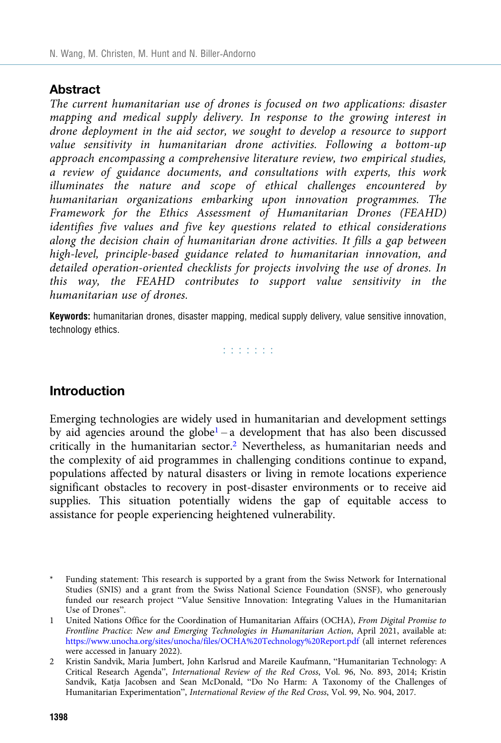## Abstract

*The current humanitarian use of drones is focused on two applications: disaster mapping and medical supply delivery. In response to the growing interest in drone deployment in the aid sector, we sought to develop a resource to support value sensitivity in humanitarian drone activities. Following a bottom-up approach encompassing a comprehensive literature review, two empirical studies, a review of guidance documents, and consultations with experts, this work illuminates the nature and scope of ethical challenges encountered by humanitarian organizations embarking upon innovation programmes. The Framework for the Ethics Assessment of Humanitarian Drones (FEAHD) identifies five values and five key questions related to ethical considerations along the decision chain of humanitarian drone activities. It fills a gap between high-level, principle-based guidance related to humanitarian innovation, and detailed operation-oriented checklists for projects involving the use of drones. In this way, the FEAHD contributes to support value sensitivity in the humanitarian use of drones.*

**Keywords:** humanitarian drones, disaster mapping, medical supply delivery, value sensitive innovation, technology ethics.

: : : : : : :

## Introduction

Emerging technologies are widely used in humanitarian and development settings by aid agencies around the globe[1] – a development that has also been discussed critically in the humanitarian sector.[2] Nevertheless, as humanitarian needs and the complexity of aid programmes in challenging conditions continue to expand, populations affected by natural disasters or living in remote locations experience significant obstacles to recovery in post-disaster environments or to receive aid supplies. This situation potentially widens the gap of equitable access to assistance for people experiencing heightened vulnerability.

---

\* Funding statement: This research is supported by a grant from the Swiss Network for International Studies (SNIS) and a grant from the Swiss National Science Foundation (SNSF), who generously funded our research project "Value Sensitive Innovation: Integrating Values in the Humanitarian Use of Drones".

1 United Nations Office for the Coordination of Humanitarian Affairs (OCHA), *From Digital Promise to Frontline Practice: New and Emerging Technologies in Humanitarian Action*, April 2021, available at: https://www.unocha.org/sites/unocha/files/OCHA%20Technology%20Report.pdf (all internet references were accessed in January 2022).

2 Kristin Sandvik, Maria Jumbert, John Karlsrud and Mareile Kaufmann, "Humanitarian Technology: A Critical Research Agenda", *International Review of the Red Cross*, Vol. 96, No. 893, 2014; Kristin Sandvik, Katja Jacobsen and Sean McDonald, "Do No Harm: A Taxonomy of the Challenges of Humanitarian Experimentation", *International Review of the Red Cross*, Vol. 99, No. 904, 2017.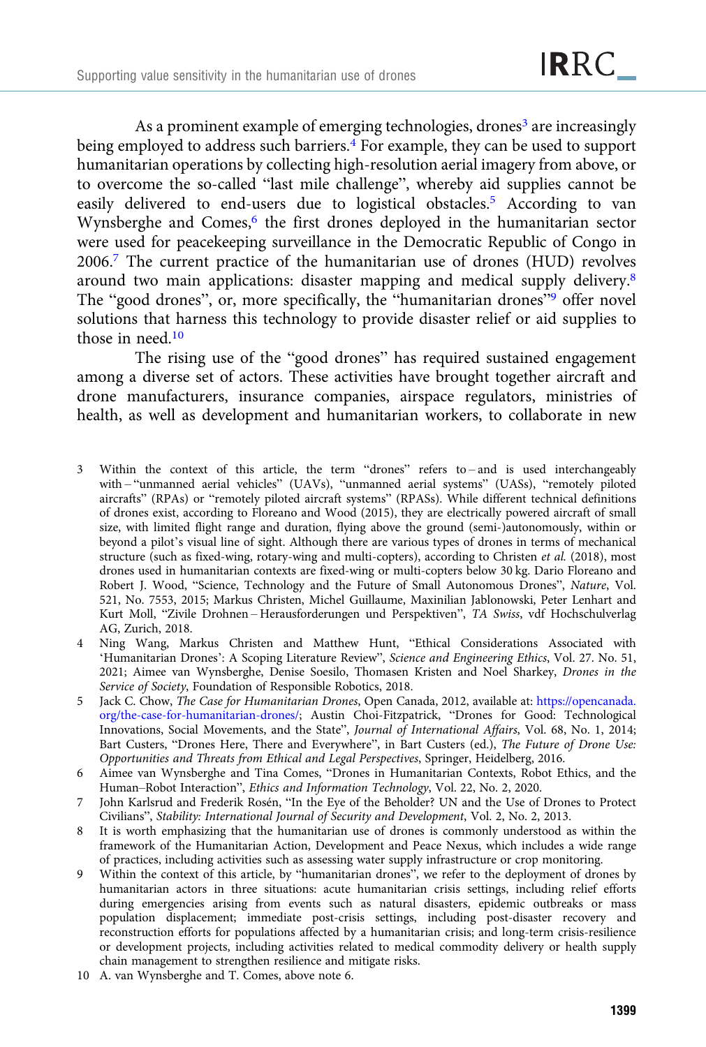As a prominent example of emerging technologies, drones[3] are increasingly being employed to address such barriers.[4] For example, they can be used to support humanitarian operations by collecting high-resolution aerial imagery from above, or to overcome the so-called "last mile challenge", whereby aid supplies cannot be easily delivered to end-users due to logistical obstacles.[5] According to van Wynsberghe and Comes,[6] the first drones deployed in the humanitarian sector were used for peacekeeping surveillance in the Democratic Republic of Congo in 2006.[7] The current practice of the humanitarian use of drones (HUD) revolves around two main applications: disaster mapping and medical supply delivery.[8] The "good drones", or, more specifically, the "humanitarian drones"[9] offer novel solutions that harness this technology to provide disaster relief or aid supplies to those in need.[10]

The rising use of the "good drones" has required sustained engagement among a diverse set of actors. These activities have brought together aircraft and drone manufacturers, insurance companies, airspace regulators, ministries of health, as well as development and humanitarian workers, to collaborate in new

3 Within the context of this article, the term "drones" refers to – and is used interchangeably with – "unmanned aerial vehicles" (UAVs), "unmanned aerial systems" (UASs), "remotely piloted aircrafts" (RPAs) or "remotely piloted aircraft systems" (RPASs). While different technical definitions of drones exist, according to Floreano and Wood (2015), they are electrically powered aircraft of small size, with limited flight range and duration, flying above the ground (semi-)autonomously, within or beyond a pilot's visual line of sight. Although there are various types of drones in terms of mechanical structure (such as fixed-wing, rotary-wing and multi-copters), according to Christen *et al.* (2018), most drones used in humanitarian contexts are fixed-wing or multi-copters below 30 kg. Dario Floreano and Robert J. Wood, "Science, Technology and the Future of Small Autonomous Drones", *Nature*, Vol. 521, No. 7553, 2015; Markus Christen, Michel Guillaume, Maxinilian Jablonowski, Peter Lenhart and Kurt Moll, "Zivile Drohnen – Herausforderungen und Perspektiven", *TA Swiss*, vdf Hochschulverlag AG, Zurich, 2018.

4 Ning Wang, Markus Christen and Matthew Hunt, "Ethical Considerations Associated with 'Humanitarian Drones': A Scoping Literature Review", *Science and Engineering Ethics*, Vol. 27. No. 51, 2021; Aimee van Wynsberghe, Denise Soesilo, Thomasen Kristen and Noel Sharkey, *Drones in the Service of Society*, Foundation of Responsible Robotics, 2018.

5 Jack C. Chow, *The Case for Humanitarian Drones*, Open Canada, 2012, available at: https://opencanada.org/the-case-for-humanitarian-drones/; Austin Choi-Fitzpatrick, "Drones for Good: Technological Innovations, Social Movements, and the State", *Journal of International Affairs*, Vol. 68, No. 1, 2014; Bart Custers, "Drones Here, There and Everywhere", in Bart Custers (ed.), *The Future of Drone Use: Opportunities and Threats from Ethical and Legal Perspectives*, Springer, Heidelberg, 2016.

6 Aimee van Wynsberghe and Tina Comes, "Drones in Humanitarian Contexts, Robot Ethics, and the Human–Robot Interaction", *Ethics and Information Technology*, Vol. 22, No. 2, 2020.

7 John Karlsrud and Frederik Rosén, "In the Eye of the Beholder? UN and the Use of Drones to Protect Civilians", *Stability: International Journal of Security and Development*, Vol. 2, No. 2, 2013.

8 It is worth emphasizing that the humanitarian use of drones is commonly understood as within the framework of the Humanitarian Action, Development and Peace Nexus, which includes a wide range of practices, including activities such as assessing water supply infrastructure or crop monitoring.

9 Within the context of this article, by "humanitarian drones", we refer to the deployment of drones by humanitarian actors in three situations: acute humanitarian crisis settings, including relief efforts during emergencies arising from events such as natural disasters, epidemic outbreaks or mass population displacement; immediate post-crisis settings, including post-disaster recovery and reconstruction efforts for populations affected by a humanitarian crisis; and long-term crisis-resilience or development projects, including activities related to medical commodity delivery or health supply chain management to strengthen resilience and mitigate risks.

10 A. van Wynsberghe and T. Comes, above note 6.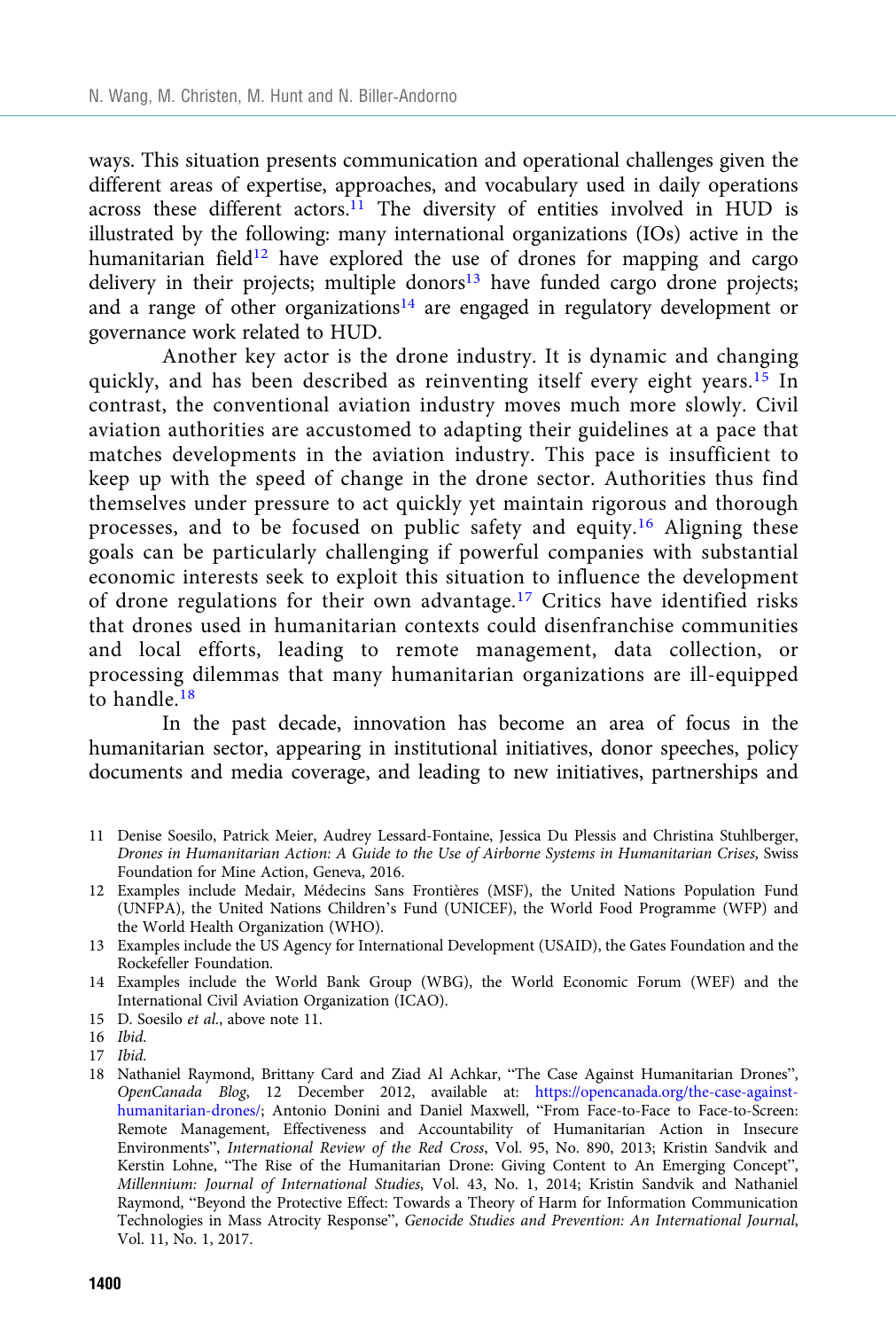ways. This situation presents communication and operational challenges given the different areas of expertise, approaches, and vocabulary used in daily operations across these different actors.[11] The diversity of entities involved in HUD is illustrated by the following: many international organizations (IOs) active in the humanitarian field[12] have explored the use of drones for mapping and cargo delivery in their projects; multiple donors[13] have funded cargo drone projects; and a range of other organizations[14] are engaged in regulatory development or governance work related to HUD.

Another key actor is the drone industry. It is dynamic and changing quickly, and has been described as reinventing itself every eight years.[15] In contrast, the conventional aviation industry moves much more slowly. Civil aviation authorities are accustomed to adapting their guidelines at a pace that matches developments in the aviation industry. This pace is insufficient to keep up with the speed of change in the drone sector. Authorities thus find themselves under pressure to act quickly yet maintain rigorous and thorough processes, and to be focused on public safety and equity.[16] Aligning these goals can be particularly challenging if powerful companies with substantial economic interests seek to exploit this situation to influence the development of drone regulations for their own advantage.[17] Critics have identified risks that drones used in humanitarian contexts could disenfranchise communities and local efforts, leading to remote management, data collection, or processing dilemmas that many humanitarian organizations are ill-equipped to handle.[18]

In the past decade, innovation has become an area of focus in the humanitarian sector, appearing in institutional initiatives, donor speeches, policy documents and media coverage, and leading to new initiatives, partnerships and

11 Denise Soesilo, Patrick Meier, Audrey Lessard-Fontaine, Jessica Du Plessis and Christina Stuhlberger, *Drones in Humanitarian Action: A Guide to the Use of Airborne Systems in Humanitarian Crises*, Swiss Foundation for Mine Action, Geneva, 2016.

12 Examples include Medair, Médecins Sans Frontières (MSF), the United Nations Population Fund (UNFPA), the United Nations Children's Fund (UNICEF), the World Food Programme (WFP) and the World Health Organization (WHO).

13 Examples include the US Agency for International Development (USAID), the Gates Foundation and the Rockefeller Foundation.

14 Examples include the World Bank Group (WBG), the World Economic Forum (WEF) and the International Civil Aviation Organization (ICAO).

15 D. Soesilo *et al.*, above note 11.

16 *Ibid.*

17 *Ibid.*

18 Nathaniel Raymond, Brittany Card and Ziad Al Achkar, "The Case Against Humanitarian Drones", *OpenCanada Blog*, 12 December 2012, available at: https://opencanada.org/the-case-against-humanitarian-drones/; Antonio Donini and Daniel Maxwell, "From Face-to-Face to Face-to-Screen: Remote Management, Effectiveness and Accountability of Humanitarian Action in Insecure Environments", *International Review of the Red Cross*, Vol. 95, No. 890, 2013; Kristin Sandvik and Kerstin Lohne, "The Rise of the Humanitarian Drone: Giving Content to An Emerging Concept", *Millennium: Journal of International Studies*, Vol. 43, No. 1, 2014; Kristin Sandvik and Nathaniel Raymond, "Beyond the Protective Effect: Towards a Theory of Harm for Information Communication Technologies in Mass Atrocity Response", *Genocide Studies and Prevention: An International Journal*, Vol. 11, No. 1, 2017.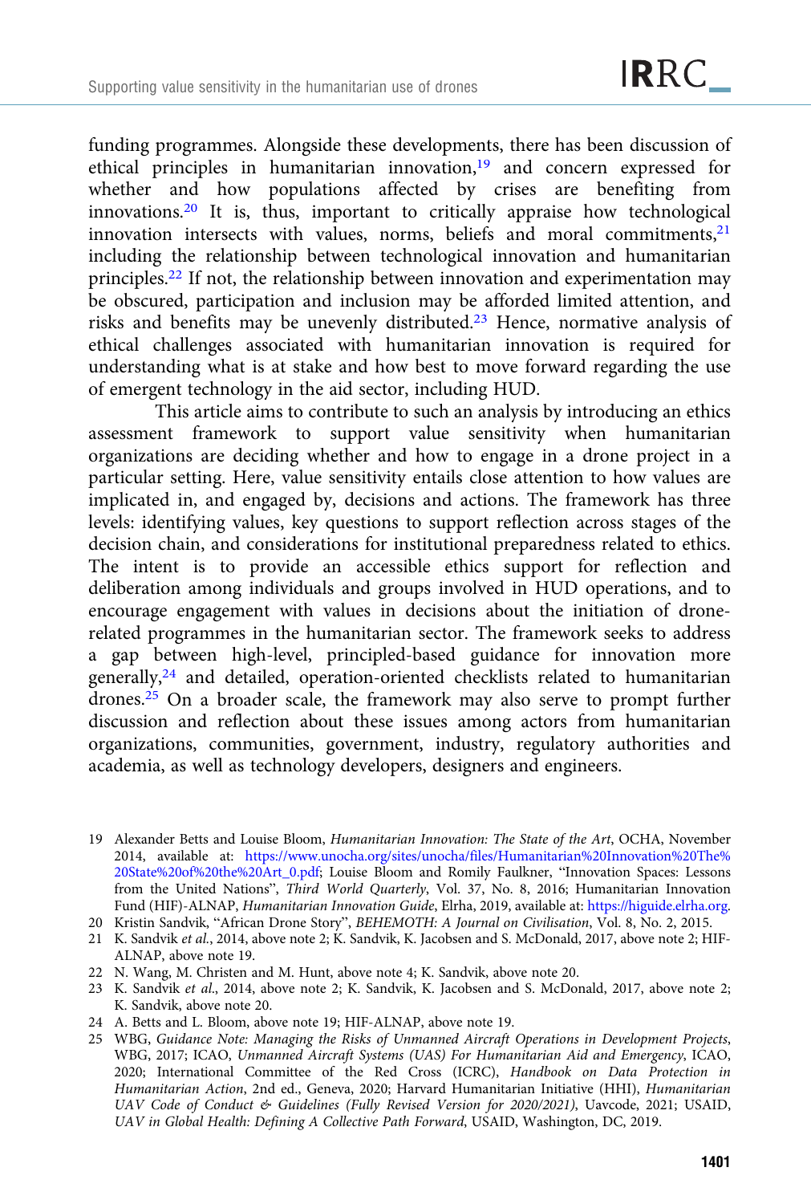funding programmes. Alongside these developments, there has been discussion of ethical principles in humanitarian innovation,[19] and concern expressed for whether and how populations affected by crises are benefiting from innovations.[20] It is, thus, important to critically appraise how technological innovation intersects with values, norms, beliefs and moral commitments,[21] including the relationship between technological innovation and humanitarian principles.[22] If not, the relationship between innovation and experimentation may be obscured, participation and inclusion may be afforded limited attention, and risks and benefits may be unevenly distributed.[23] Hence, normative analysis of ethical challenges associated with humanitarian innovation is required for understanding what is at stake and how best to move forward regarding the use of emergent technology in the aid sector, including HUD.

This article aims to contribute to such an analysis by introducing an ethics assessment framework to support value sensitivity when humanitarian organizations are deciding whether and how to engage in a drone project in a particular setting. Here, value sensitivity entails close attention to how values are implicated in, and engaged by, decisions and actions. The framework has three levels: identifying values, key questions to support reflection across stages of the decision chain, and considerations for institutional preparedness related to ethics. The intent is to provide an accessible ethics support for reflection and deliberation among individuals and groups involved in HUD operations, and to encourage engagement with values in decisions about the initiation of drone-related programmes in the humanitarian sector. The framework seeks to address a gap between high-level, principled-based guidance for innovation more generally,[24] and detailed, operation-oriented checklists related to humanitarian drones.[25] On a broader scale, the framework may also serve to prompt further discussion and reflection about these issues among actors from humanitarian organizations, communities, government, industry, regulatory authorities and academia, as well as technology developers, designers and engineers.

19 Alexander Betts and Louise Bloom, *Humanitarian Innovation: The State of the Art*, OCHA, November 2014, available at: https://www.unocha.org/sites/unocha/files/Humanitarian%20Innovation%20The%20State%20of%20the%20Art_0.pdf; Louise Bloom and Romily Faulkner, "Innovation Spaces: Lessons from the United Nations", *Third World Quarterly*, Vol. 37, No. 8, 2016; Humanitarian Innovation Fund (HIF)-ALNAP, *Humanitarian Innovation Guide*, Elrha, 2019, available at: https://higuide.elrha.org.

20 Kristin Sandvik, "African Drone Story", *BEHEMOTH: A Journal on Civilisation*, Vol. 8, No. 2, 2015.

21 K. Sandvik *et al.*, 2014, above note 2; K. Sandvik, K. Jacobsen and S. McDonald, 2017, above note 2; HIF-ALNAP, above note 19.

22 N. Wang, M. Christen and M. Hunt, above note 4; K. Sandvik, above note 20.

23 K. Sandvik *et al.*, 2014, above note 2; K. Sandvik, K. Jacobsen and S. McDonald, 2017, above note 2; K. Sandvik, above note 20.

24 A. Betts and L. Bloom, above note 19; HIF-ALNAP, above note 19.

25 WBG, *Guidance Note: Managing the Risks of Unmanned Aircraft Operations in Development Projects*, WBG, 2017; ICAO, *Unmanned Aircraft Systems (UAS) For Humanitarian Aid and Emergency*, ICAO, 2020; International Committee of the Red Cross (ICRC), *Handbook on Data Protection in Humanitarian Action*, 2nd ed., Geneva, 2020; Harvard Humanitarian Initiative (HHI), *Humanitarian UAV Code of Conduct & Guidelines (Fully Revised Version for 2020/2021)*, Uavcode, 2021; USAID, *UAV in Global Health: Defining A Collective Path Forward*, USAID, Washington, DC, 2019.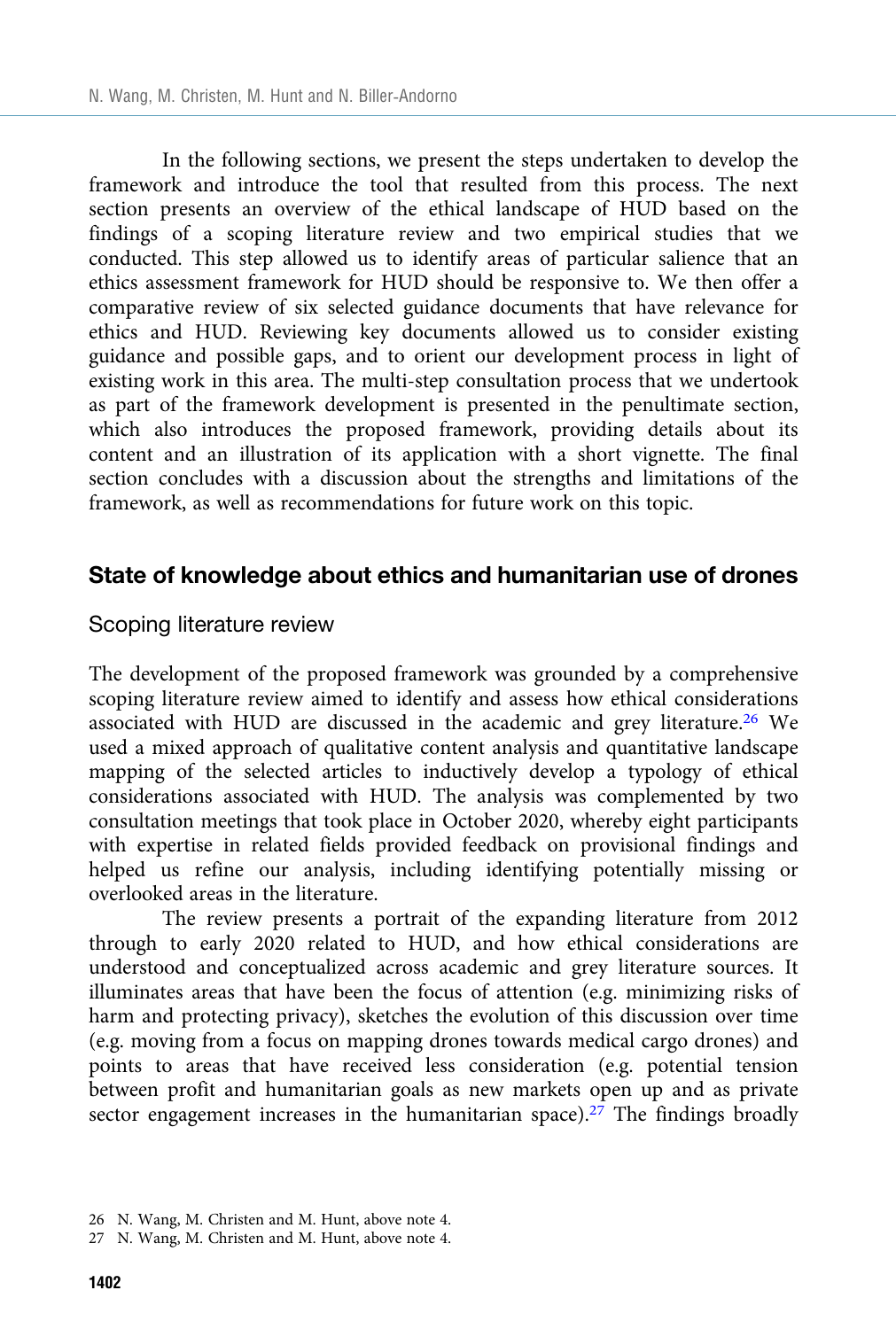In the following sections, we present the steps undertaken to develop the framework and introduce the tool that resulted from this process. The next section presents an overview of the ethical landscape of HUD based on the findings of a scoping literature review and two empirical studies that we conducted. This step allowed us to identify areas of particular salience that an ethics assessment framework for HUD should be responsive to. We then offer a comparative review of six selected guidance documents that have relevance for ethics and HUD. Reviewing key documents allowed us to consider existing guidance and possible gaps, and to orient our development process in light of existing work in this area. The multi-step consultation process that we undertook as part of the framework development is presented in the penultimate section, which also introduces the proposed framework, providing details about its content and an illustration of its application with a short vignette. The final section concludes with a discussion about the strengths and limitations of the framework, as well as recommendations for future work on this topic.

## State of knowledge about ethics and humanitarian use of drones

### Scoping literature review

The development of the proposed framework was grounded by a comprehensive scoping literature review aimed to identify and assess how ethical considerations associated with HUD are discussed in the academic and grey literature.[26] We used a mixed approach of qualitative content analysis and quantitative landscape mapping of the selected articles to inductively develop a typology of ethical considerations associated with HUD. The analysis was complemented by two consultation meetings that took place in October 2020, whereby eight participants with expertise in related fields provided feedback on provisional findings and helped us refine our analysis, including identifying potentially missing or overlooked areas in the literature.

The review presents a portrait of the expanding literature from 2012 through to early 2020 related to HUD, and how ethical considerations are understood and conceptualized across academic and grey literature sources. It illuminates areas that have been the focus of attention (e.g. minimizing risks of harm and protecting privacy), sketches the evolution of this discussion over time (e.g. moving from a focus on mapping drones towards medical cargo drones) and points to areas that have received less consideration (e.g. potential tension between profit and humanitarian goals as new markets open up and as private sector engagement increases in the humanitarian space).[27] The findings broadly

26 N. Wang, M. Christen and M. Hunt, above note 4.

27 N. Wang, M. Christen and M. Hunt, above note 4.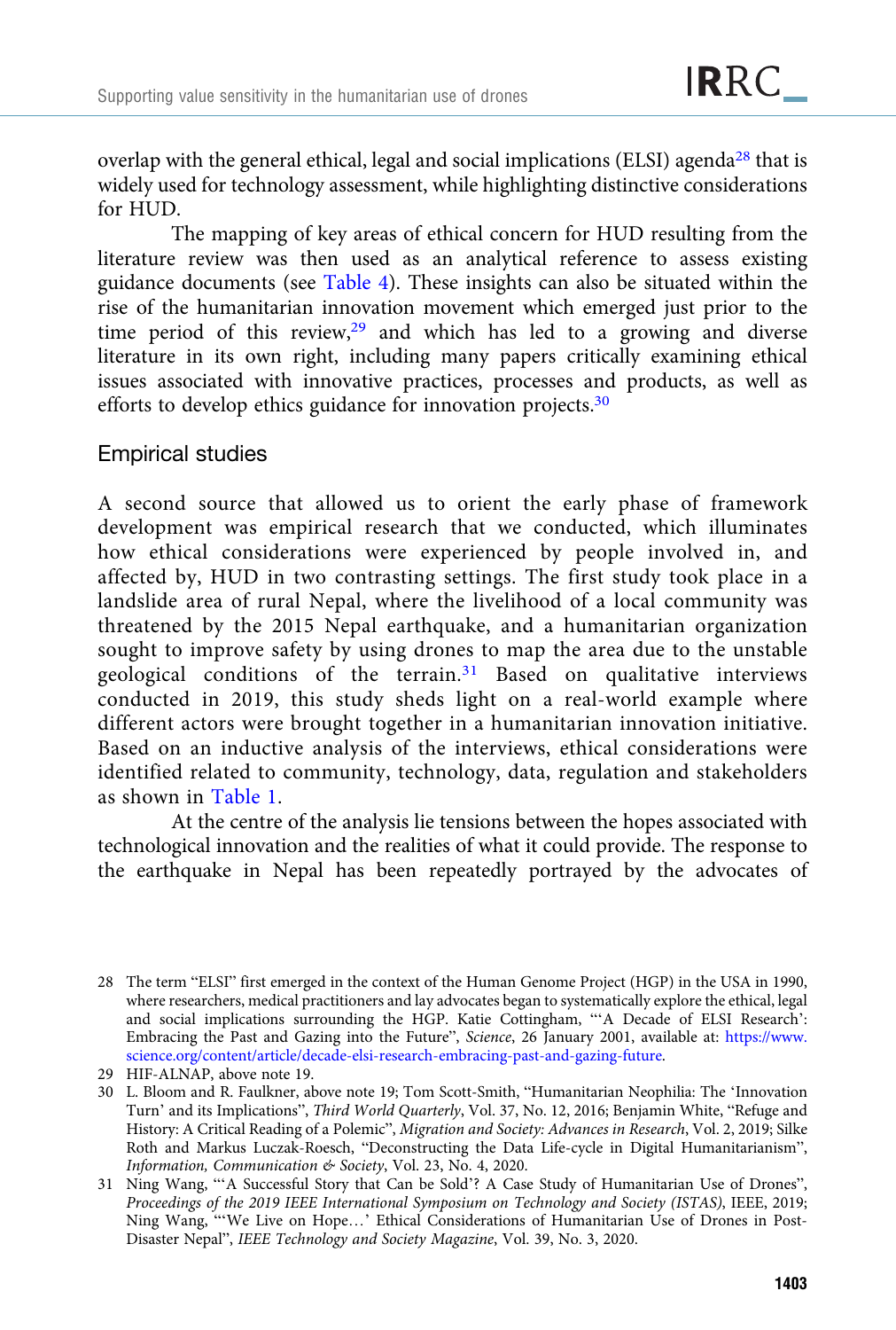overlap with the general ethical, legal and social implications (ELSI) agenda[28] that is widely used for technology assessment, while highlighting distinctive considerations for HUD.

The mapping of key areas of ethical concern for HUD resulting from the literature review was then used as an analytical reference to assess existing guidance documents (see Table 4). These insights can also be situated within the rise of the humanitarian innovation movement which emerged just prior to the time period of this review,[29] and which has led to a growing and diverse literature in its own right, including many papers critically examining ethical issues associated with innovative practices, processes and products, as well as efforts to develop ethics guidance for innovation projects.[30]

## Empirical studies

A second source that allowed us to orient the early phase of framework development was empirical research that we conducted, which illuminates how ethical considerations were experienced by people involved in, and affected by, HUD in two contrasting settings. The first study took place in a landslide area of rural Nepal, where the livelihood of a local community was threatened by the 2015 Nepal earthquake, and a humanitarian organization sought to improve safety by using drones to map the area due to the unstable geological conditions of the terrain.[31] Based on qualitative interviews conducted in 2019, this study sheds light on a real-world example where different actors were brought together in a humanitarian innovation initiative. Based on an inductive analysis of the interviews, ethical considerations were identified related to community, technology, data, regulation and stakeholders as shown in Table 1.

At the centre of the analysis lie tensions between the hopes associated with technological innovation and the realities of what it could provide. The response to the earthquake in Nepal has been repeatedly portrayed by the advocates of

---

28 The term "ELSI" first emerged in the context of the Human Genome Project (HGP) in the USA in 1990, where researchers, medical practitioners and lay advocates began to systematically explore the ethical, legal and social implications surrounding the HGP. Katie Cottingham, "'A Decade of ELSI Research': Embracing the Past and Gazing into the Future", *Science*, 26 January 2001, available at: https://www.science.org/content/article/decade-elsi-research-embracing-past-and-gazing-future.

29 HIF-ALNAP, above note 19.

30 L. Bloom and R. Faulkner, above note 19; Tom Scott-Smith, "Humanitarian Neophilia: The 'Innovation Turn' and its Implications", *Third World Quarterly*, Vol. 37, No. 12, 2016; Benjamin White, "Refuge and History: A Critical Reading of a Polemic", *Migration and Society: Advances in Research*, Vol. 2, 2019; Silke Roth and Markus Luczak-Roesch, "Deconstructing the Data Life-cycle in Digital Humanitarianism", *Information, Communication & Society*, Vol. 23, No. 4, 2020.

31 Ning Wang, "'A Successful Story that Can be Sold'? A Case Study of Humanitarian Use of Drones", *Proceedings of the 2019 IEEE International Symposium on Technology and Society (ISTAS)*, IEEE, 2019; Ning Wang, "'We Live on Hope…' Ethical Considerations of Humanitarian Use of Drones in Post-Disaster Nepal", *IEEE Technology and Society Magazine*, Vol. 39, No. 3, 2020.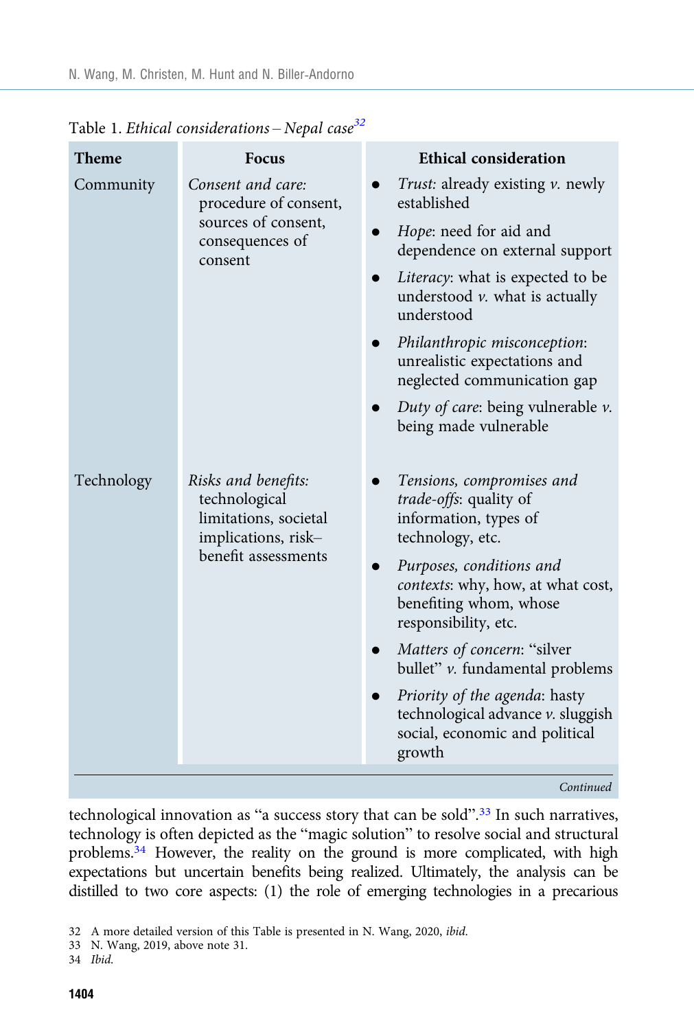Table 1. *Ethical considerations – Nepal case*[32]

| Theme | Focus | Ethical consideration |
|---|---|---|
| Community | *Consent and care:* procedure of consent, sources of consent, consequences of consent | • *Trust:* already existing *v.* newly established<br>• *Hope*: need for aid and dependence on external support<br>• *Literacy*: what is expected to be understood *v.* what is actually understood<br>• *Philanthropic misconception*: unrealistic expectations and neglected communication gap<br>• *Duty of care*: being vulnerable *v.* being made vulnerable |
| Technology | *Risks and benefits:* technological limitations, societal implications, risk–benefit assessments | • *Tensions, compromises and trade-offs*: quality of information, types of technology, etc.<br>• *Purposes, conditions and contexts*: why, how, at what cost, benefiting whom, whose responsibility, etc.<br>• *Matters of concern*: "silver bullet" *v.* fundamental problems<br>• *Priority of the agenda*: hasty technological advance *v.* sluggish social, economic and political growth |

*Continued*

technological innovation as "a success story that can be sold".[33] In such narratives, technology is often depicted as the "magic solution" to resolve social and structural problems.[34] However, the reality on the ground is more complicated, with high expectations but uncertain benefits being realized. Ultimately, the analysis can be distilled to two core aspects: (1) the role of emerging technologies in a precarious

32 A more detailed version of this Table is presented in N. Wang, 2020, *ibid.*

33 N. Wang, 2019, above note 31.

34 *Ibid.*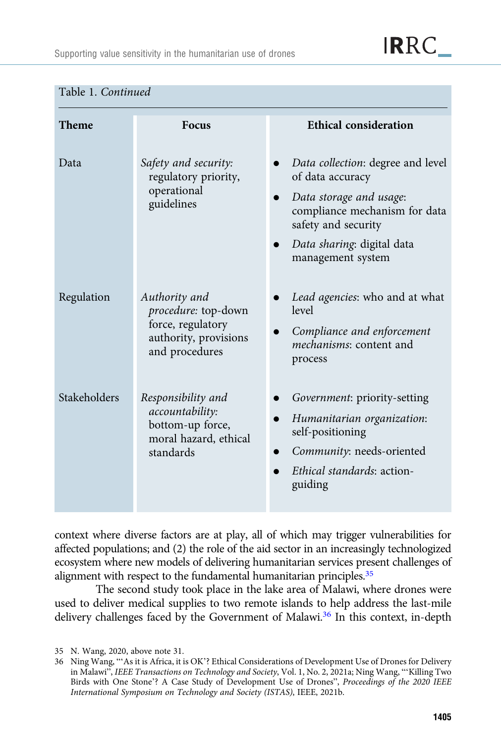Table 1. *Continued*

| Theme | Focus | Ethical consideration |
|---|---|---|
| Data | *Safety and security:* regulatory priority, operational guidelines | • *Data collection*: degree and level of data accuracy<br>• *Data storage and usage*: compliance mechanism for data safety and security<br>• *Data sharing*: digital data management system |
| Regulation | *Authority and procedure:* top-down force, regulatory authority, provisions and procedures | • *Lead agencies*: who and at what level<br>• *Compliance and enforcement mechanisms*: content and process |
| Stakeholders | *Responsibility and accountability:* bottom-up force, moral hazard, ethical standards | • *Government*: priority-setting<br>• *Humanitarian organization*: self-positioning<br>• *Community*: needs-oriented<br>• *Ethical standards*: action-guiding |

context where diverse factors are at play, all of which may trigger vulnerabilities for affected populations; and (2) the role of the aid sector in an increasingly technologized ecosystem where new models of delivering humanitarian services present challenges of alignment with respect to the fundamental humanitarian principles.[35]

The second study took place in the lake area of Malawi, where drones were used to deliver medical supplies to two remote islands to help address the last-mile delivery challenges faced by the Government of Malawi.[36] In this context, in-depth

35 N. Wang, 2020, above note 31.

36 Ning Wang, "'As it is Africa, it is OK'? Ethical Considerations of Development Use of Drones for Delivery in Malawi", *IEEE Transactions on Technology and Society*, Vol. 1, No. 2, 2021a; Ning Wang, "'Killing Two Birds with One Stone'? A Case Study of Development Use of Drones", *Proceedings of the 2020 IEEE International Symposium on Technology and Society (ISTAS)*, IEEE, 2021b.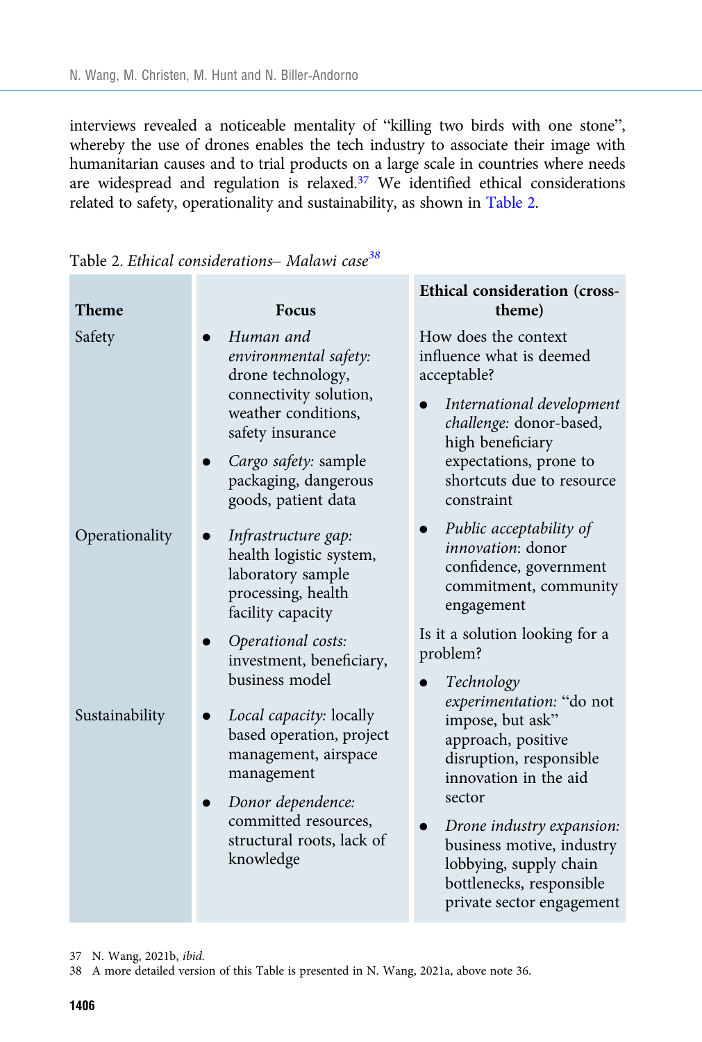interviews revealed a noticeable mentality of "killing two birds with one stone", whereby the use of drones enables the tech industry to associate their image with humanitarian causes and to trial products on a large scale in countries where needs are widespread and regulation is relaxed.[37] We identified ethical considerations related to safety, operationality and sustainability, as shown in Table 2.

Table 2. *Ethical considerations– Malawi case*[38]

| Theme | Focus | Ethical consideration (cross-theme) |
|---|---|---|
| Safety | • *Human and environmental safety:* drone technology, connectivity solution, weather conditions, safety insurance<br>• *Cargo safety:* sample packaging, dangerous goods, patient data | How does the context influence what is deemed acceptable?<br>• *International development challenge:* donor-based, high beneficiary expectations, prone to shortcuts due to resource constraint<br>• *Public acceptability of innovation*: donor confidence, government commitment, community engagement |
| Operationality | • *Infrastructure gap:* health logistic system, laboratory sample processing, health facility capacity<br>• *Operational costs:* investment, beneficiary, business model | Is it a solution looking for a problem?<br>• *Technology experimentation:* "do not impose, but ask" approach, positive disruption, responsible innovation in the aid sector |
| Sustainability | • *Local capacity:* locally based operation, project management, airspace management<br>• *Donor dependence:* committed resources, structural roots, lack of knowledge | • *Drone industry expansion:* business motive, industry lobbying, supply chain bottlenecks, responsible private sector engagement |

37 N. Wang, 2021b, *ibid.*

38 A more detailed version of this Table is presented in N. Wang, 2021a, above note 36.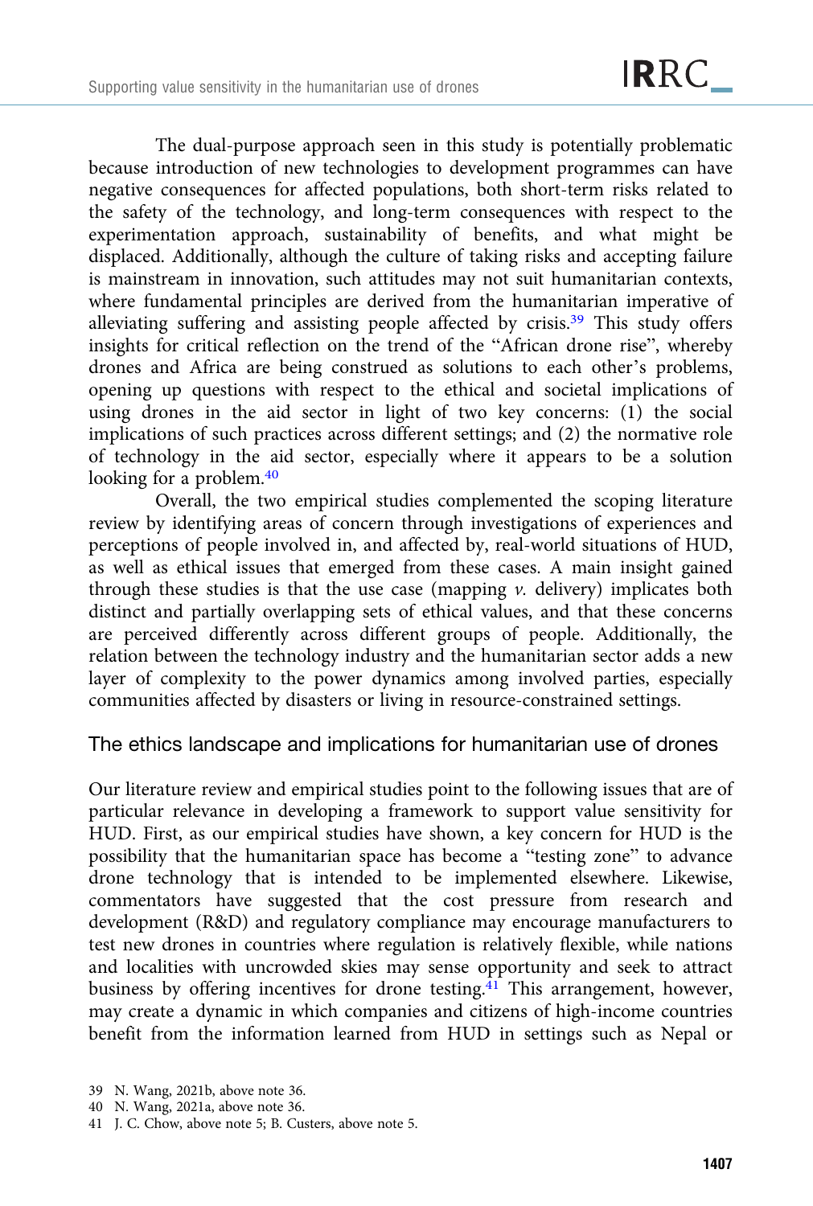The dual-purpose approach seen in this study is potentially problematic because introduction of new technologies to development programmes can have negative consequences for affected populations, both short-term risks related to the safety of the technology, and long-term consequences with respect to the experimentation approach, sustainability of benefits, and what might be displaced. Additionally, although the culture of taking risks and accepting failure is mainstream in innovation, such attitudes may not suit humanitarian contexts, where fundamental principles are derived from the humanitarian imperative of alleviating suffering and assisting people affected by crisis.[39] This study offers insights for critical reflection on the trend of the "African drone rise", whereby drones and Africa are being construed as solutions to each other's problems, opening up questions with respect to the ethical and societal implications of using drones in the aid sector in light of two key concerns: (1) the social implications of such practices across different settings; and (2) the normative role of technology in the aid sector, especially where it appears to be a solution looking for a problem.[40]

Overall, the two empirical studies complemented the scoping literature review by identifying areas of concern through investigations of experiences and perceptions of people involved in, and affected by, real-world situations of HUD, as well as ethical issues that emerged from these cases. A main insight gained through these studies is that the use case (mapping *v.* delivery) implicates both distinct and partially overlapping sets of ethical values, and that these concerns are perceived differently across different groups of people. Additionally, the relation between the technology industry and the humanitarian sector adds a new layer of complexity to the power dynamics among involved parties, especially communities affected by disasters or living in resource-constrained settings.

## The ethics landscape and implications for humanitarian use of drones

Our literature review and empirical studies point to the following issues that are of particular relevance in developing a framework to support value sensitivity for HUD. First, as our empirical studies have shown, a key concern for HUD is the possibility that the humanitarian space has become a "testing zone" to advance drone technology that is intended to be implemented elsewhere. Likewise, commentators have suggested that the cost pressure from research and development (R&D) and regulatory compliance may encourage manufacturers to test new drones in countries where regulation is relatively flexible, while nations and localities with uncrowded skies may sense opportunity and seek to attract business by offering incentives for drone testing.[41] This arrangement, however, may create a dynamic in which companies and citizens of high-income countries benefit from the information learned from HUD in settings such as Nepal or

39 N. Wang, 2021b, above note 36.

40 N. Wang, 2021a, above note 36.

41 J. C. Chow, above note 5; B. Custers, above note 5.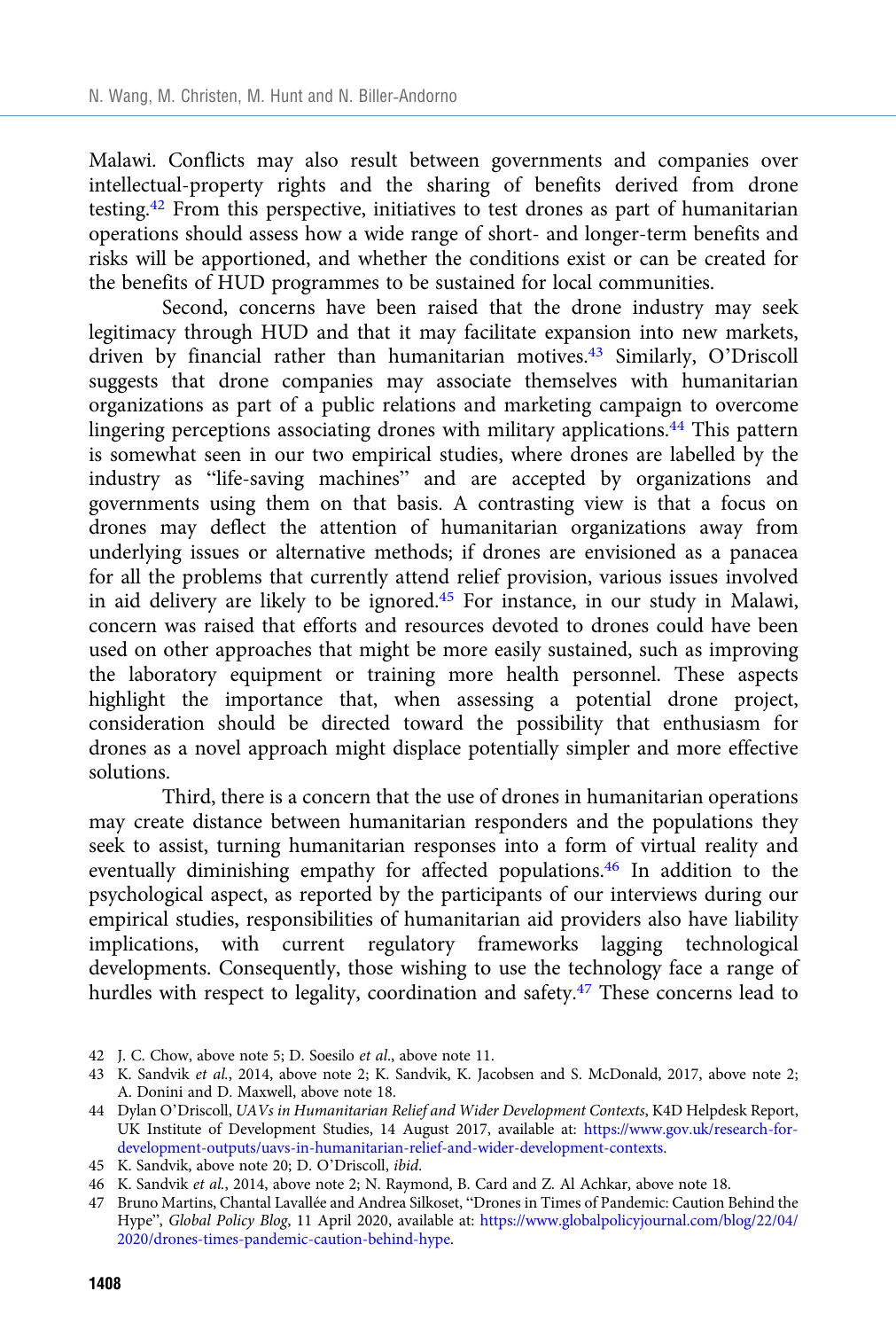Malawi. Conflicts may also result between governments and companies over intellectual-property rights and the sharing of benefits derived from drone testing.[42] From this perspective, initiatives to test drones as part of humanitarian operations should assess how a wide range of short- and longer-term benefits and risks will be apportioned, and whether the conditions exist or can be created for the benefits of HUD programmes to be sustained for local communities.

Second, concerns have been raised that the drone industry may seek legitimacy through HUD and that it may facilitate expansion into new markets, driven by financial rather than humanitarian motives.[43] Similarly, O'Driscoll suggests that drone companies may associate themselves with humanitarian organizations as part of a public relations and marketing campaign to overcome lingering perceptions associating drones with military applications.[44] This pattern is somewhat seen in our two empirical studies, where drones are labelled by the industry as "life-saving machines" and are accepted by organizations and governments using them on that basis. A contrasting view is that a focus on drones may deflect the attention of humanitarian organizations away from underlying issues or alternative methods; if drones are envisioned as a panacea for all the problems that currently attend relief provision, various issues involved in aid delivery are likely to be ignored.[45] For instance, in our study in Malawi, concern was raised that efforts and resources devoted to drones could have been used on other approaches that might be more easily sustained, such as improving the laboratory equipment or training more health personnel. These aspects highlight the importance that, when assessing a potential drone project, consideration should be directed toward the possibility that enthusiasm for drones as a novel approach might displace potentially simpler and more effective solutions.

Third, there is a concern that the use of drones in humanitarian operations may create distance between humanitarian responders and the populations they seek to assist, turning humanitarian responses into a form of virtual reality and eventually diminishing empathy for affected populations.[46] In addition to the psychological aspect, as reported by the participants of our interviews during our empirical studies, responsibilities of humanitarian aid providers also have liability implications, with current regulatory frameworks lagging technological developments. Consequently, those wishing to use the technology face a range of hurdles with respect to legality, coordination and safety.[47] These concerns lead to

42 J. C. Chow, above note 5; D. Soesilo *et al.*, above note 11.

43 K. Sandvik *et al.*, 2014, above note 2; K. Sandvik, K. Jacobsen and S. McDonald, 2017, above note 2; A. Donini and D. Maxwell, above note 18.

44 Dylan O'Driscoll, *UAVs in Humanitarian Relief and Wider Development Contexts*, K4D Helpdesk Report, UK Institute of Development Studies, 14 August 2017, available at: https://www.gov.uk/research-for-development-outputs/uavs-in-humanitarian-relief-and-wider-development-contexts.

45 K. Sandvik, above note 20; D. O'Driscoll, *ibid.*

46 K. Sandvik *et al.*, 2014, above note 2; N. Raymond, B. Card and Z. Al Achkar, above note 18.

47 Bruno Martins, Chantal Lavallée and Andrea Silkoset, "Drones in Times of Pandemic: Caution Behind the Hype", *Global Policy Blog*, 11 April 2020, available at: https://www.globalpolicyjournal.com/blog/22/04/2020/drones-times-pandemic-caution-behind-hype.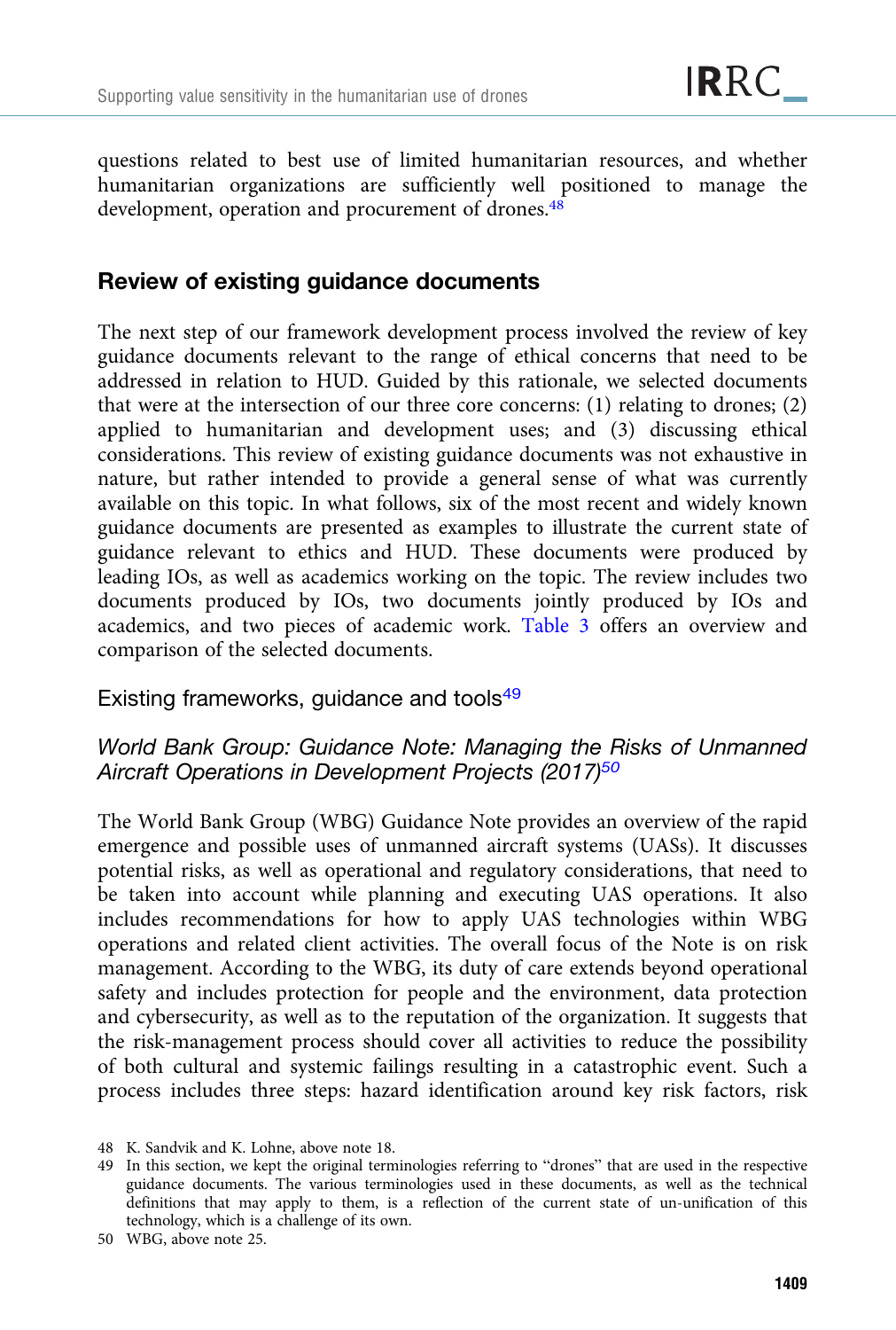questions related to best use of limited humanitarian resources, and whether humanitarian organizations are sufficiently well positioned to manage the development, operation and procurement of drones.[48]

## Review of existing guidance documents

The next step of our framework development process involved the review of key guidance documents relevant to the range of ethical concerns that need to be addressed in relation to HUD. Guided by this rationale, we selected documents that were at the intersection of our three core concerns: (1) relating to drones; (2) applied to humanitarian and development uses; and (3) discussing ethical considerations. This review of existing guidance documents was not exhaustive in nature, but rather intended to provide a general sense of what was currently available on this topic. In what follows, six of the most recent and widely known guidance documents are presented as examples to illustrate the current state of guidance relevant to ethics and HUD. These documents were produced by leading IOs, as well as academics working on the topic. The review includes two documents produced by IOs, two documents jointly produced by IOs and academics, and two pieces of academic work. Table 3 offers an overview and comparison of the selected documents.

### Existing frameworks, guidance and tools[49]

#### *World Bank Group: Guidance Note: Managing the Risks of Unmanned Aircraft Operations in Development Projects (2017)*[50]

The World Bank Group (WBG) Guidance Note provides an overview of the rapid emergence and possible uses of unmanned aircraft systems (UASs). It discusses potential risks, as well as operational and regulatory considerations, that need to be taken into account while planning and executing UAS operations. It also includes recommendations for how to apply UAS technologies within WBG operations and related client activities. The overall focus of the Note is on risk management. According to the WBG, its duty of care extends beyond operational safety and includes protection for people and the environment, data protection and cybersecurity, as well as to the reputation of the organization. It suggests that the risk-management process should cover all activities to reduce the possibility of both cultural and systemic failings resulting in a catastrophic event. Such a process includes three steps: hazard identification around key risk factors, risk

48 K. Sandvik and K. Lohne, above note 18.

49 In this section, we kept the original terminologies referring to "drones" that are used in the respective guidance documents. The various terminologies used in these documents, as well as the technical definitions that may apply to them, is a reflection of the current state of un-unification of this technology, which is a challenge of its own.

50 WBG, above note 25.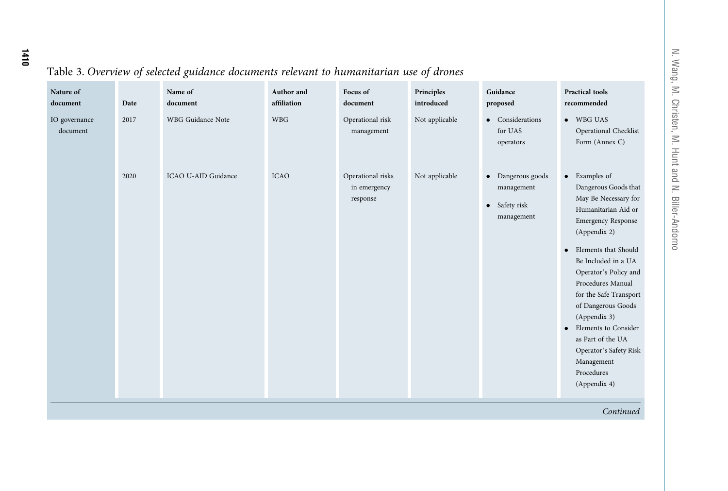Table 3. *Overview of selected guidance documents relevant to humanitarian use of drones*

| Nature of document | Date | Name of document | Author and affiliation | Focus of document | Principles introduced | Guidance proposed | Practical tools recommended |
|---|---|---|---|---|---|---|---|
| IO governance document | 2017 | WBG Guidance Note | WBG | Operational risk management | Not applicable | • Considerations for UAS operators | • WBG UAS Operational Checklist Form (Annex C) |
| | 2020 | ICAO U-AID Guidance | ICAO | Operational risks in emergency response | Not applicable | • Dangerous goods management<br>• Safety risk management | • Examples of Dangerous Goods that May Be Necessary for Humanitarian Aid or Emergency Response (Appendix 2)<br>• Elements that Should Be Included in a UA Operator's Policy and Procedures Manual for the Safe Transport of Dangerous Goods (Appendix 3)<br>• Elements to Consider as Part of the UA Operator's Safety Risk Management Procedures (Appendix 4) |

*Continued*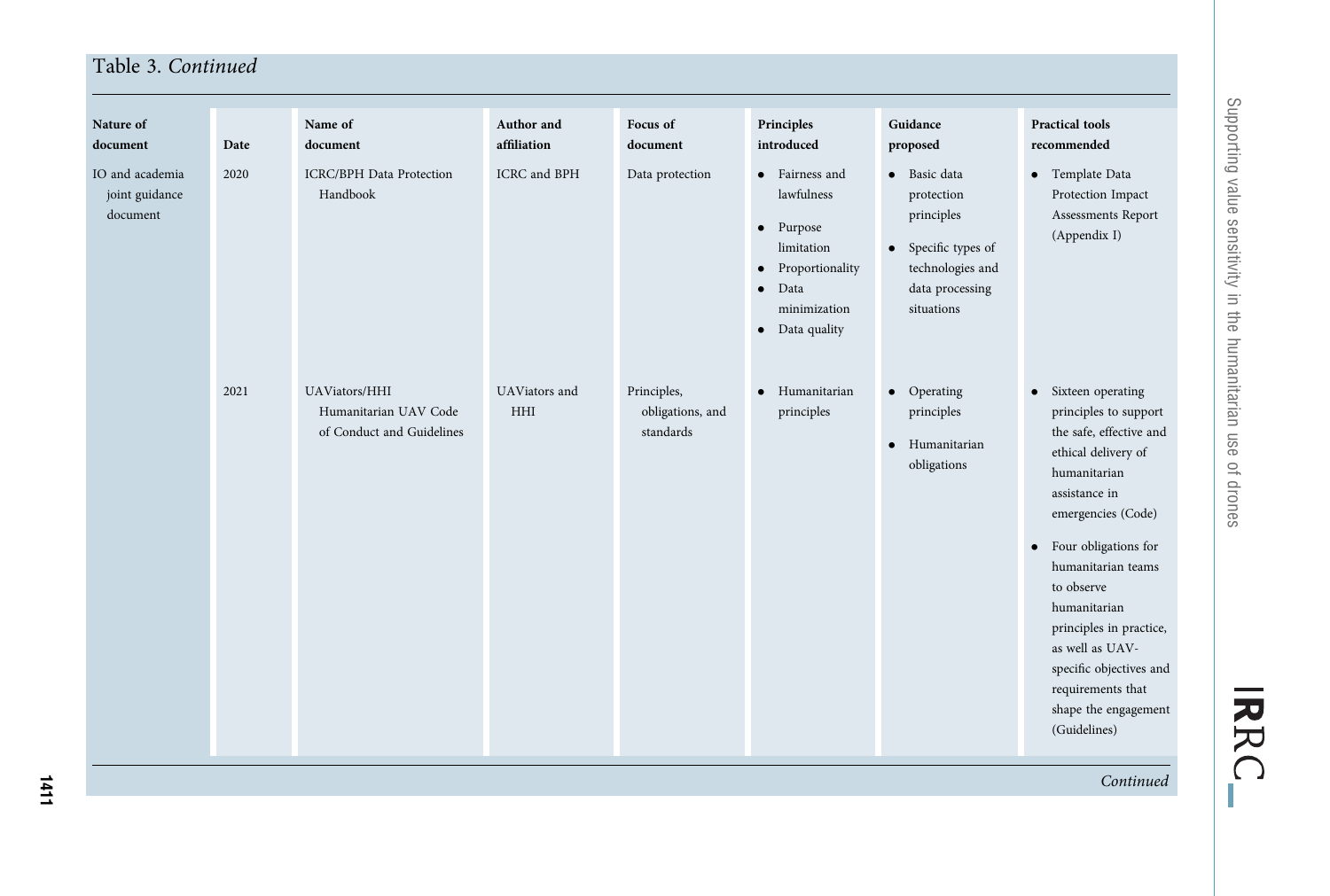Table 3. *Continued*

| Nature of document | Date | Name of document | Author and affiliation | Focus of document | Principles introduced | Guidance proposed | Practical tools recommended |
|---|---|---|---|---|---|---|---|
| IO and academia joint guidance document | 2020 | ICRC/BPH Data Protection Handbook | ICRC and BPH | Data protection | • Fairness and lawfulness<br>• Purpose limitation<br>• Proportionality<br>• Data minimization<br>• Data quality | • Basic data protection principles<br>• Specific types of technologies and data processing situations | • Template Data Protection Impact Assessments Report (Appendix I) |
| | 2021 | UAViators/HHI Humanitarian UAV Code of Conduct and Guidelines | UAViators and HHI | Principles, obligations, and standards | • Humanitarian principles | • Operating principles<br>• Humanitarian obligations | • Sixteen operating principles to support the safe, effective and ethical delivery of humanitarian assistance in emergencies (Code)<br>• Four obligations for humanitarian teams to observe humanitarian principles in practice, as well as UAV-specific objectives and requirements that shape the engagement (Guidelines) |

*Continued*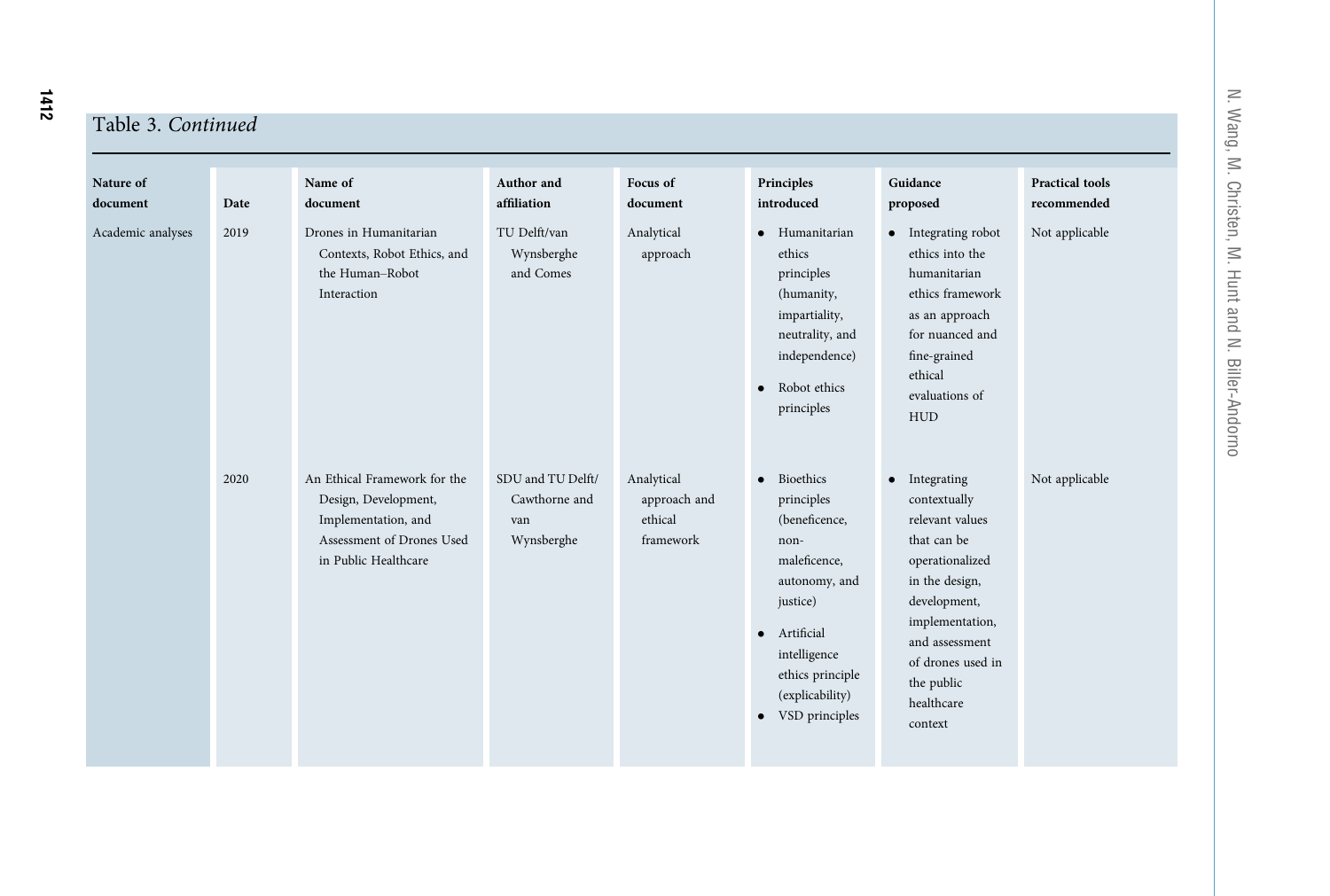Table 3. *Continued*

| Nature of document | Date | Name of document | Author and affiliation | Focus of document | Principles introduced | Guidance proposed | Practical tools recommended |
|---|---|---|---|---|---|---|---|
| Academic analyses | 2019 | Drones in Humanitarian Contexts, Robot Ethics, and the Human–Robot Interaction | TU Delft/van Wynsberghe and Comes | Analytical approach | • Humanitarian ethics principles (humanity, impartiality, neutrality, and independence) • Robot ethics principles | • Integrating robot ethics into the humanitarian ethics framework as an approach for nuanced and fine-grained ethical evaluations of HUD | Not applicable |
| | 2020 | An Ethical Framework for the Design, Development, Implementation, and Assessment of Drones Used in Public Healthcare | SDU and TU Delft/ Cawthorne and van Wynsberghe | Analytical approach and ethical framework | • Bioethics principles (beneficence, non-maleficence, autonomy, and justice) • Artificial intelligence ethics principle (explicability) • VSD principles | • Integrating contextually relevant values that can be operationalized in the design, development, implementation, and assessment of drones used in the public healthcare context | Not applicable |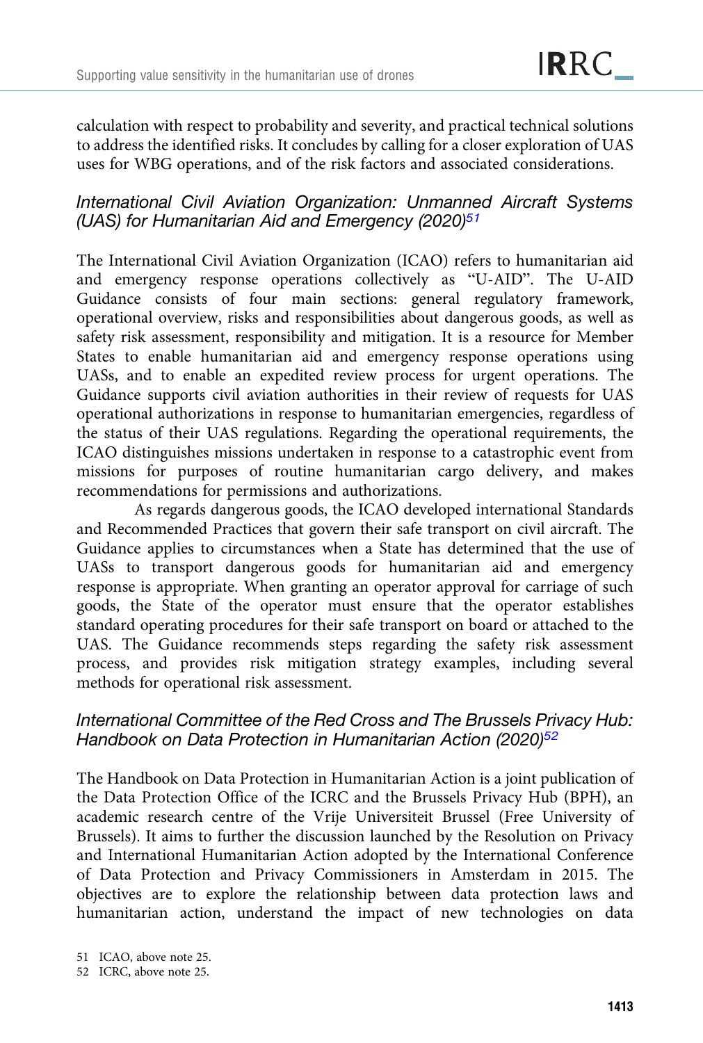calculation with respect to probability and severity, and practical technical solutions to address the identified risks. It concludes by calling for a closer exploration of UAS uses for WBG operations, and of the risk factors and associated considerations.

### *International Civil Aviation Organization: Unmanned Aircraft Systems (UAS) for Humanitarian Aid and Emergency (2020)*[51]

The International Civil Aviation Organization (ICAO) refers to humanitarian aid and emergency response operations collectively as "U-AID". The U-AID Guidance consists of four main sections: general regulatory framework, operational overview, risks and responsibilities about dangerous goods, as well as safety risk assessment, responsibility and mitigation. It is a resource for Member States to enable humanitarian aid and emergency response operations using UASs, and to enable an expedited review process for urgent operations. The Guidance supports civil aviation authorities in their review of requests for UAS operational authorizations in response to humanitarian emergencies, regardless of the status of their UAS regulations. Regarding the operational requirements, the ICAO distinguishes missions undertaken in response to a catastrophic event from missions for purposes of routine humanitarian cargo delivery, and makes recommendations for permissions and authorizations.

As regards dangerous goods, the ICAO developed international Standards and Recommended Practices that govern their safe transport on civil aircraft. The Guidance applies to circumstances when a State has determined that the use of UASs to transport dangerous goods for humanitarian aid and emergency response is appropriate. When granting an operator approval for carriage of such goods, the State of the operator must ensure that the operator establishes standard operating procedures for their safe transport on board or attached to the UAS. The Guidance recommends steps regarding the safety risk assessment process, and provides risk mitigation strategy examples, including several methods for operational risk assessment.

### *International Committee of the Red Cross and The Brussels Privacy Hub: Handbook on Data Protection in Humanitarian Action (2020)*[52]

The Handbook on Data Protection in Humanitarian Action is a joint publication of the Data Protection Office of the ICRC and the Brussels Privacy Hub (BPH), an academic research centre of the Vrije Universiteit Brussel (Free University of Brussels). It aims to further the discussion launched by the Resolution on Privacy and International Humanitarian Action adopted by the International Conference of Data Protection and Privacy Commissioners in Amsterdam in 2015. The objectives are to explore the relationship between data protection laws and humanitarian action, understand the impact of new technologies on data

51 ICAO, above note 25.

52 ICRC, above note 25.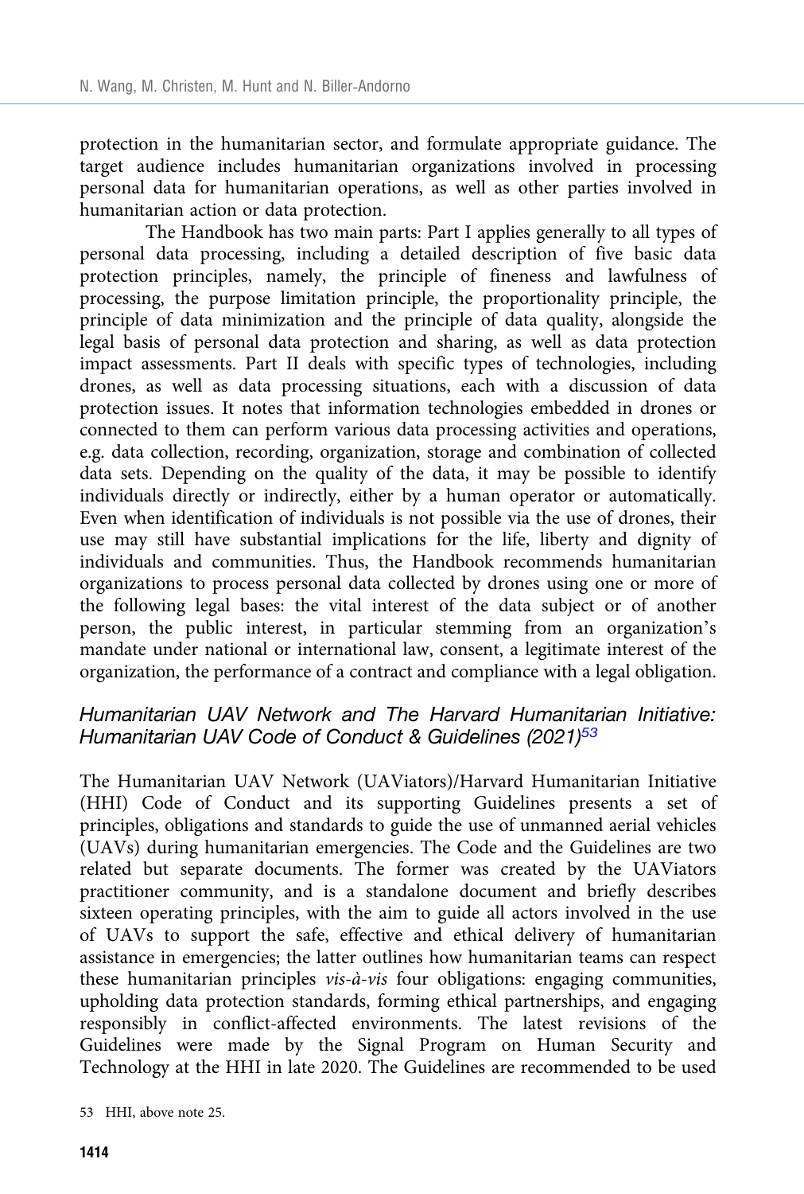protection in the humanitarian sector, and formulate appropriate guidance. The target audience includes humanitarian organizations involved in processing personal data for humanitarian operations, as well as other parties involved in humanitarian action or data protection.

The Handbook has two main parts: Part I applies generally to all types of personal data processing, including a detailed description of five basic data protection principles, namely, the principle of fineness and lawfulness of processing, the purpose limitation principle, the proportionality principle, the principle of data minimization and the principle of data quality, alongside the legal basis of personal data protection and sharing, as well as data protection impact assessments. Part II deals with specific types of technologies, including drones, as well as data processing situations, each with a discussion of data protection issues. It notes that information technologies embedded in drones or connected to them can perform various data processing activities and operations, e.g. data collection, recording, organization, storage and combination of collected data sets. Depending on the quality of the data, it may be possible to identify individuals directly or indirectly, either by a human operator or automatically. Even when identification of individuals is not possible via the use of drones, their use may still have substantial implications for the life, liberty and dignity of individuals and communities. Thus, the Handbook recommends humanitarian organizations to process personal data collected by drones using one or more of the following legal bases: the vital interest of the data subject or of another person, the public interest, in particular stemming from an organization's mandate under national or international law, consent, a legitimate interest of the organization, the performance of a contract and compliance with a legal obligation.

### *Humanitarian UAV Network and The Harvard Humanitarian Initiative: Humanitarian UAV Code of Conduct & Guidelines (2021)*[53]

The Humanitarian UAV Network (UAViators)/Harvard Humanitarian Initiative (HHI) Code of Conduct and its supporting Guidelines presents a set of principles, obligations and standards to guide the use of unmanned aerial vehicles (UAVs) during humanitarian emergencies. The Code and the Guidelines are two related but separate documents. The former was created by the UAViators practitioner community, and is a standalone document and briefly describes sixteen operating principles, with the aim to guide all actors involved in the use of UAVs to support the safe, effective and ethical delivery of humanitarian assistance in emergencies; the latter outlines how humanitarian teams can respect these humanitarian principles *vis-à-vis* four obligations: engaging communities, upholding data protection standards, forming ethical partnerships, and engaging responsibly in conflict-affected environments. The latest revisions of the Guidelines were made by the Signal Program on Human Security and Technology at the HHI in late 2020. The Guidelines are recommended to be used

53 HHI, above note 25.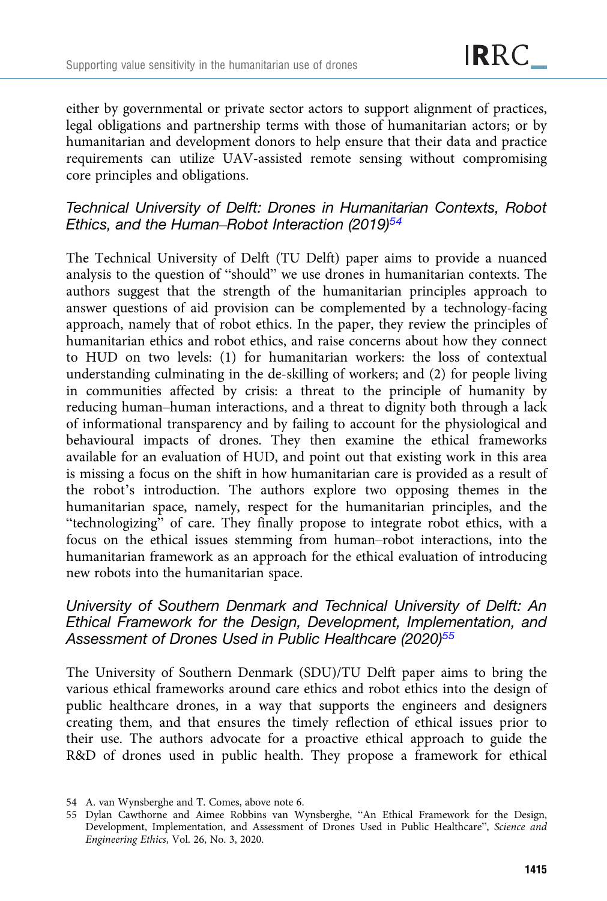either by governmental or private sector actors to support alignment of practices, legal obligations and partnership terms with those of humanitarian actors; or by humanitarian and development donors to help ensure that their data and practice requirements can utilize UAV-assisted remote sensing without compromising core principles and obligations.

### *Technical University of Delft: Drones in Humanitarian Contexts, Robot Ethics, and the Human–Robot Interaction (2019)*[54]

The Technical University of Delft (TU Delft) paper aims to provide a nuanced analysis to the question of "should" we use drones in humanitarian contexts. The authors suggest that the strength of the humanitarian principles approach to answer questions of aid provision can be complemented by a technology-facing approach, namely that of robot ethics. In the paper, they review the principles of humanitarian ethics and robot ethics, and raise concerns about how they connect to HUD on two levels: (1) for humanitarian workers: the loss of contextual understanding culminating in the de-skilling of workers; and (2) for people living in communities affected by crisis: a threat to the principle of humanity by reducing human–human interactions, and a threat to dignity both through a lack of informational transparency and by failing to account for the physiological and behavioural impacts of drones. They then examine the ethical frameworks available for an evaluation of HUD, and point out that existing work in this area is missing a focus on the shift in how humanitarian care is provided as a result of the robot's introduction. The authors explore two opposing themes in the humanitarian space, namely, respect for the humanitarian principles, and the "technologizing" of care. They finally propose to integrate robot ethics, with a focus on the ethical issues stemming from human–robot interactions, into the humanitarian framework as an approach for the ethical evaluation of introducing new robots into the humanitarian space.

### *University of Southern Denmark and Technical University of Delft: An Ethical Framework for the Design, Development, Implementation, and Assessment of Drones Used in Public Healthcare (2020)*[55]

The University of Southern Denmark (SDU)/TU Delft paper aims to bring the various ethical frameworks around care ethics and robot ethics into the design of public healthcare drones, in a way that supports the engineers and designers creating them, and that ensures the timely reflection of ethical issues prior to their use. The authors advocate for a proactive ethical approach to guide the R&D of drones used in public health. They propose a framework for ethical

54 A. van Wynsberghe and T. Comes, above note 6.

55 Dylan Cawthorne and Aimee Robbins van Wynsberghe, "An Ethical Framework for the Design, Development, Implementation, and Assessment of Drones Used in Public Healthcare", *Science and Engineering Ethics*, Vol. 26, No. 3, 2020.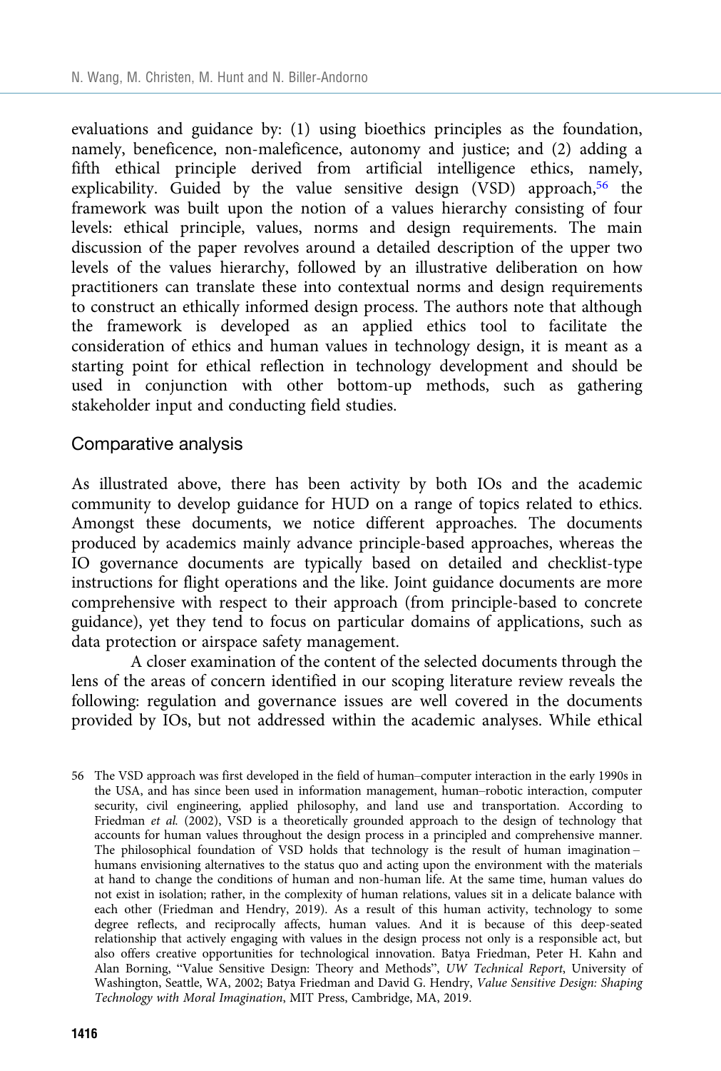evaluations and guidance by: (1) using bioethics principles as the foundation, namely, beneficence, non-maleficence, autonomy and justice; and (2) adding a fifth ethical principle derived from artificial intelligence ethics, namely, explicability. Guided by the value sensitive design (VSD) approach,[56] the framework was built upon the notion of a values hierarchy consisting of four levels: ethical principle, values, norms and design requirements. The main discussion of the paper revolves around a detailed description of the upper two levels of the values hierarchy, followed by an illustrative deliberation on how practitioners can translate these into contextual norms and design requirements to construct an ethically informed design process. The authors note that although the framework is developed as an applied ethics tool to facilitate the consideration of ethics and human values in technology design, it is meant as a starting point for ethical reflection in technology development and should be used in conjunction with other bottom-up methods, such as gathering stakeholder input and conducting field studies.

## Comparative analysis

As illustrated above, there has been activity by both IOs and the academic community to develop guidance for HUD on a range of topics related to ethics. Amongst these documents, we notice different approaches. The documents produced by academics mainly advance principle-based approaches, whereas the IO governance documents are typically based on detailed and checklist-type instructions for flight operations and the like. Joint guidance documents are more comprehensive with respect to their approach (from principle-based to concrete guidance), yet they tend to focus on particular domains of applications, such as data protection or airspace safety management.

A closer examination of the content of the selected documents through the lens of the areas of concern identified in our scoping literature review reveals the following: regulation and governance issues are well covered in the documents provided by IOs, but not addressed within the academic analyses. While ethical

56 The VSD approach was first developed in the field of human–computer interaction in the early 1990s in the USA, and has since been used in information management, human–robotic interaction, computer security, civil engineering, applied philosophy, and land use and transportation. According to Friedman *et al.* (2002), VSD is a theoretically grounded approach to the design of technology that accounts for human values throughout the design process in a principled and comprehensive manner. The philosophical foundation of VSD holds that technology is the result of human imagination – humans envisioning alternatives to the status quo and acting upon the environment with the materials at hand to change the conditions of human and non-human life. At the same time, human values do not exist in isolation; rather, in the complexity of human relations, values sit in a delicate balance with each other (Friedman and Hendry, 2019). As a result of this human activity, technology to some degree reflects, and reciprocally affects, human values. And it is because of this deep-seated relationship that actively engaging with values in the design process not only is a responsible act, but also offers creative opportunities for technological innovation. Batya Friedman, Peter H. Kahn and Alan Borning, "Value Sensitive Design: Theory and Methods", *UW Technical Report*, University of Washington, Seattle, WA, 2002; Batya Friedman and David G. Hendry, *Value Sensitive Design: Shaping Technology with Moral Imagination*, MIT Press, Cambridge, MA, 2019.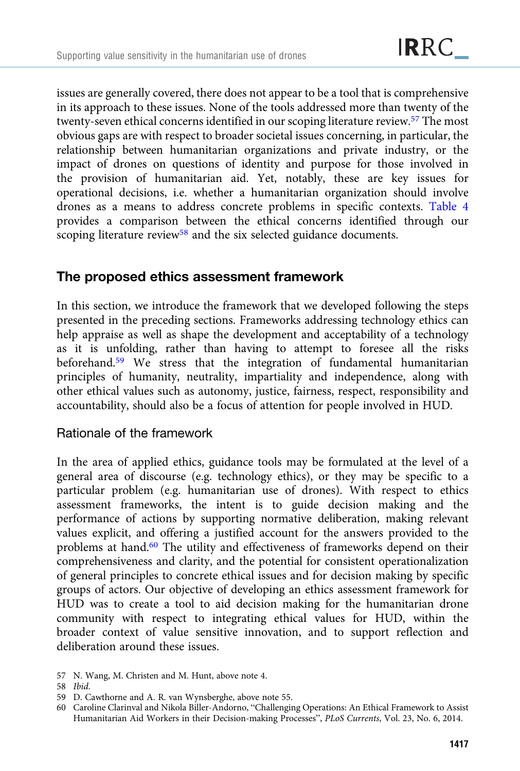issues are generally covered, there does not appear to be a tool that is comprehensive in its approach to these issues. None of the tools addressed more than twenty of the twenty-seven ethical concerns identified in our scoping literature review.[57] The most obvious gaps are with respect to broader societal issues concerning, in particular, the relationship between humanitarian organizations and private industry, or the impact of drones on questions of identity and purpose for those involved in the provision of humanitarian aid. Yet, notably, these are key issues for operational decisions, i.e. whether a humanitarian organization should involve drones as a means to address concrete problems in specific contexts. Table 4 provides a comparison between the ethical concerns identified through our scoping literature review[58] and the six selected guidance documents.

## The proposed ethics assessment framework

In this section, we introduce the framework that we developed following the steps presented in the preceding sections. Frameworks addressing technology ethics can help appraise as well as shape the development and acceptability of a technology as it is unfolding, rather than having to attempt to foresee all the risks beforehand.[59] We stress that the integration of fundamental humanitarian principles of humanity, neutrality, impartiality and independence, along with other ethical values such as autonomy, justice, fairness, respect, responsibility and accountability, should also be a focus of attention for people involved in HUD.

### Rationale of the framework

In the area of applied ethics, guidance tools may be formulated at the level of a general area of discourse (e.g. technology ethics), or they may be specific to a particular problem (e.g. humanitarian use of drones). With respect to ethics assessment frameworks, the intent is to guide decision making and the performance of actions by supporting normative deliberation, making relevant values explicit, and offering a justified account for the answers provided to the problems at hand.[60] The utility and effectiveness of frameworks depend on their comprehensiveness and clarity, and the potential for consistent operationalization of general principles to concrete ethical issues and for decision making by specific groups of actors. Our objective of developing an ethics assessment framework for HUD was to create a tool to aid decision making for the humanitarian drone community with respect to integrating ethical values for HUD, within the broader context of value sensitive innovation, and to support reflection and deliberation around these issues.

57 N. Wang, M. Christen and M. Hunt, above note 4.

58 *Ibid.*

59 D. Cawthorne and A. R. van Wynsberghe, above note 55.

60 Caroline Clarinval and Nikola Biller-Andorno, "Challenging Operations: An Ethical Framework to Assist Humanitarian Aid Workers in their Decision-making Processes", *PLoS Currents*, Vol. 23, No. 6, 2014.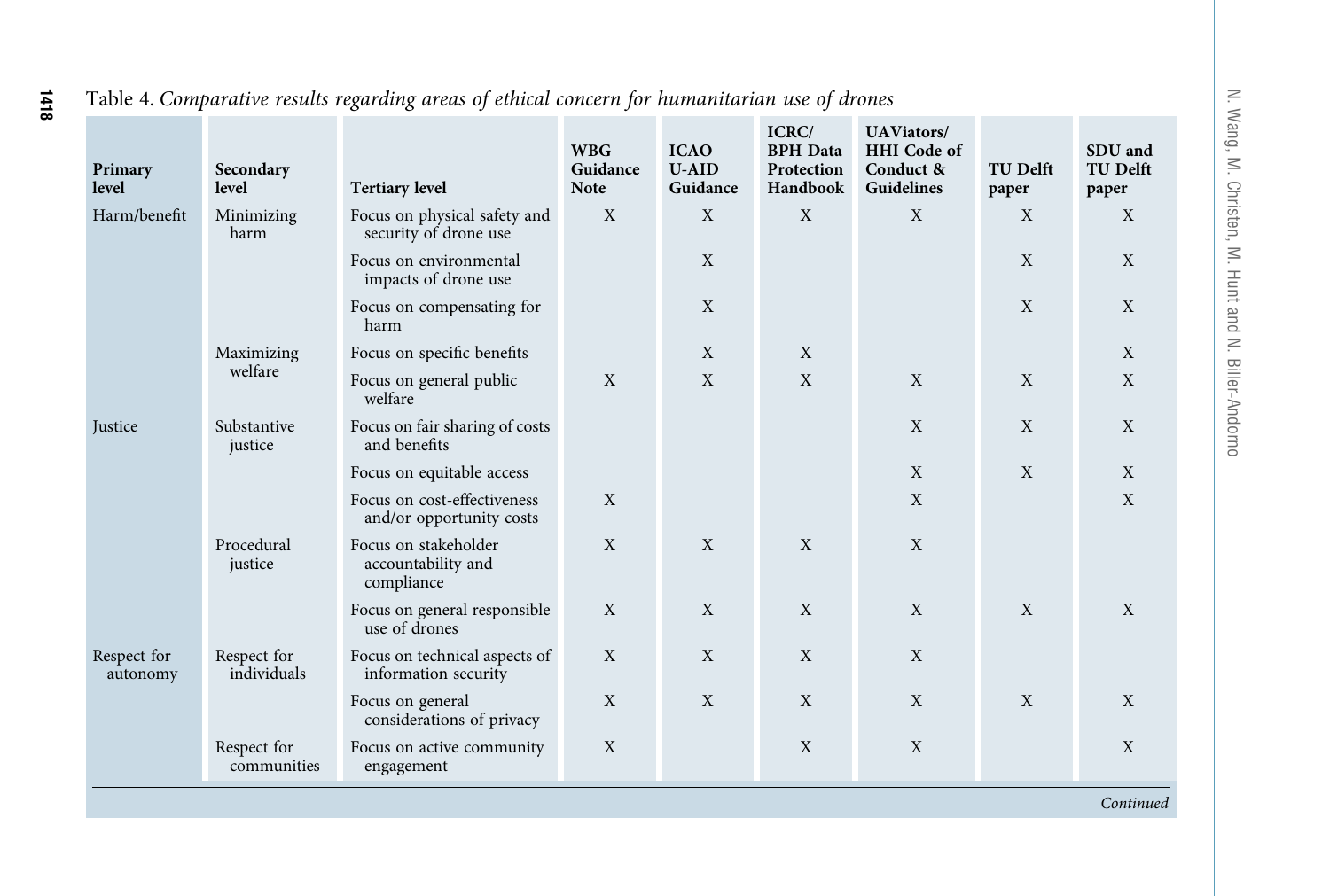Table 4. *Comparative results regarding areas of ethical concern for humanitarian use of drones*

| Primary level | Secondary level | Tertiary level | WBG Guidance Note | ICAO U-AID Guidance | ICRC/ BPH Data Protection Handbook | UAViators/ HHI Code of Conduct & Guidelines | TU Delft paper | SDU and TU Delft paper |
|---|---|---|---|---|---|---|---|---|
| Harm/benefit | Minimizing harm | Focus on physical safety and security of drone use | X | X | X | X | X | X |
| | | Focus on environmental impacts of drone use | | X | | | X | X |
| | | Focus on compensating for harm | | X | | | X | X |
| | Maximizing welfare | Focus on specific benefits | | X | X | | | X |
| | | Focus on general public welfare | X | X | X | X | X | X |
| Justice | Substantive justice | Focus on fair sharing of costs and benefits | | | | X | X | X |
| | | Focus on equitable access | | | | X | X | X |
| | | Focus on cost-effectiveness and/or opportunity costs | X | | | X | | X |
| | Procedural justice | Focus on stakeholder accountability and compliance | X | X | X | X | | |
| | | Focus on general responsible use of drones | X | X | X | X | X | X |
| Respect for autonomy | Respect for individuals | Focus on technical aspects of information security | X | X | X | X | | |
| | | Focus on general considerations of privacy | X | X | X | X | X | X |
| | Respect for communities | Focus on active community engagement | X | | X | X | | X |

*Continued*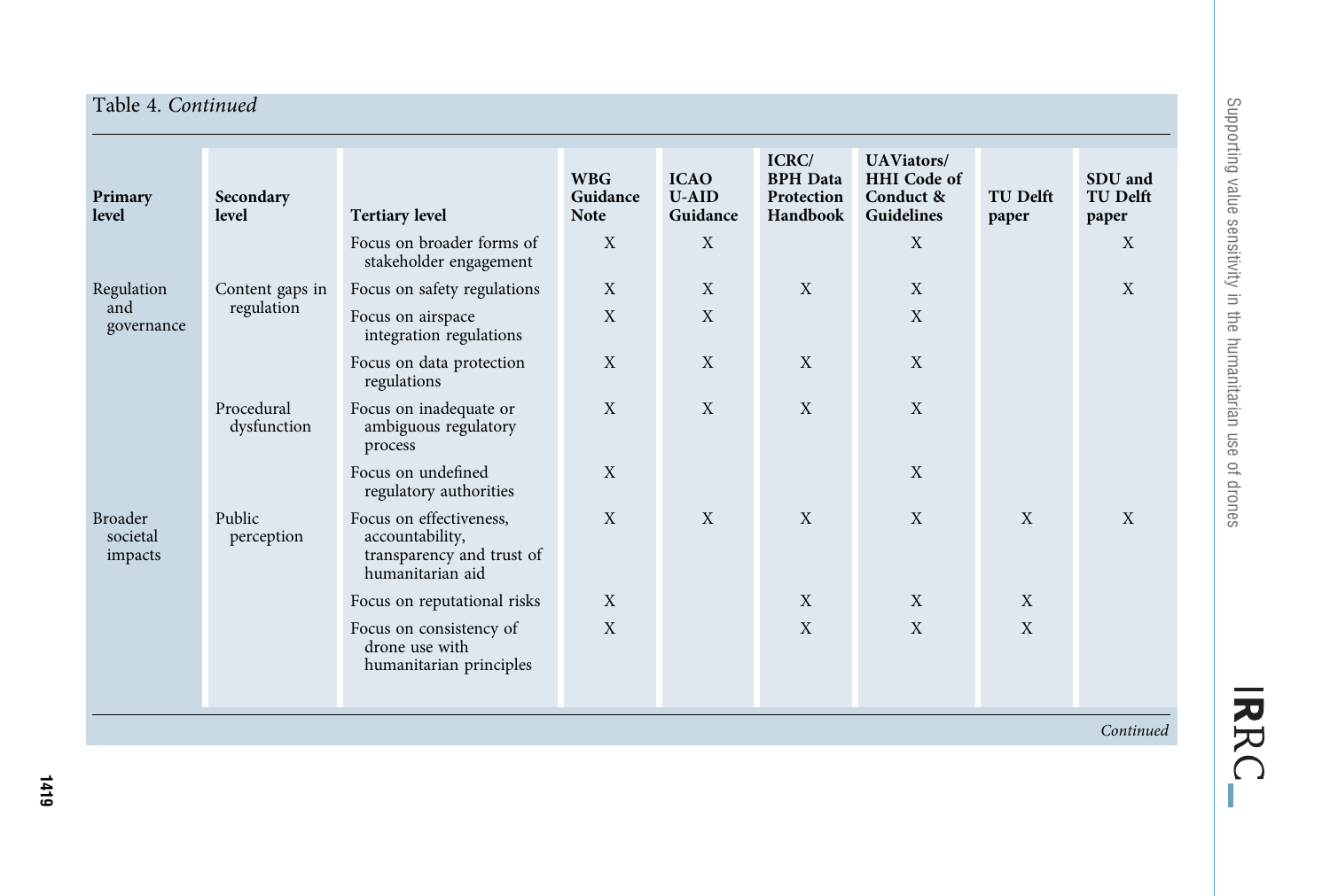Table 4. *Continued*

| Primary level | Secondary level | Tertiary level | WBG Guidance Note | ICAO U-AID Guidance | ICRC/ BPH Data Protection Handbook | UAViators/ HHI Code of Conduct & Guidelines | TU Delft paper | SDU and TU Delft paper |
|---|---|---|---|---|---|---|---|---|
| | | Focus on broader forms of stakeholder engagement | X | X | | X | | X |
| Regulation and governance | Content gaps in regulation | Focus on safety regulations | X | X | X | X | | X |
| | | Focus on airspace integration regulations | X | X | | X | | |
| | | Focus on data protection regulations | X | X | X | X | | |
| | Procedural dysfunction | Focus on inadequate or ambiguous regulatory process | X | X | X | X | | |
| | | Focus on undefined regulatory authorities | X | | | X | | |
| Broader societal impacts | Public perception | Focus on effectiveness, accountability, transparency and trust of humanitarian aid | X | X | X | X | X | X |
| | | Focus on reputational risks | X | | X | X | X | |
| | | Focus on consistency of drone use with humanitarian principles | X | | X | X | X | |

*Continued*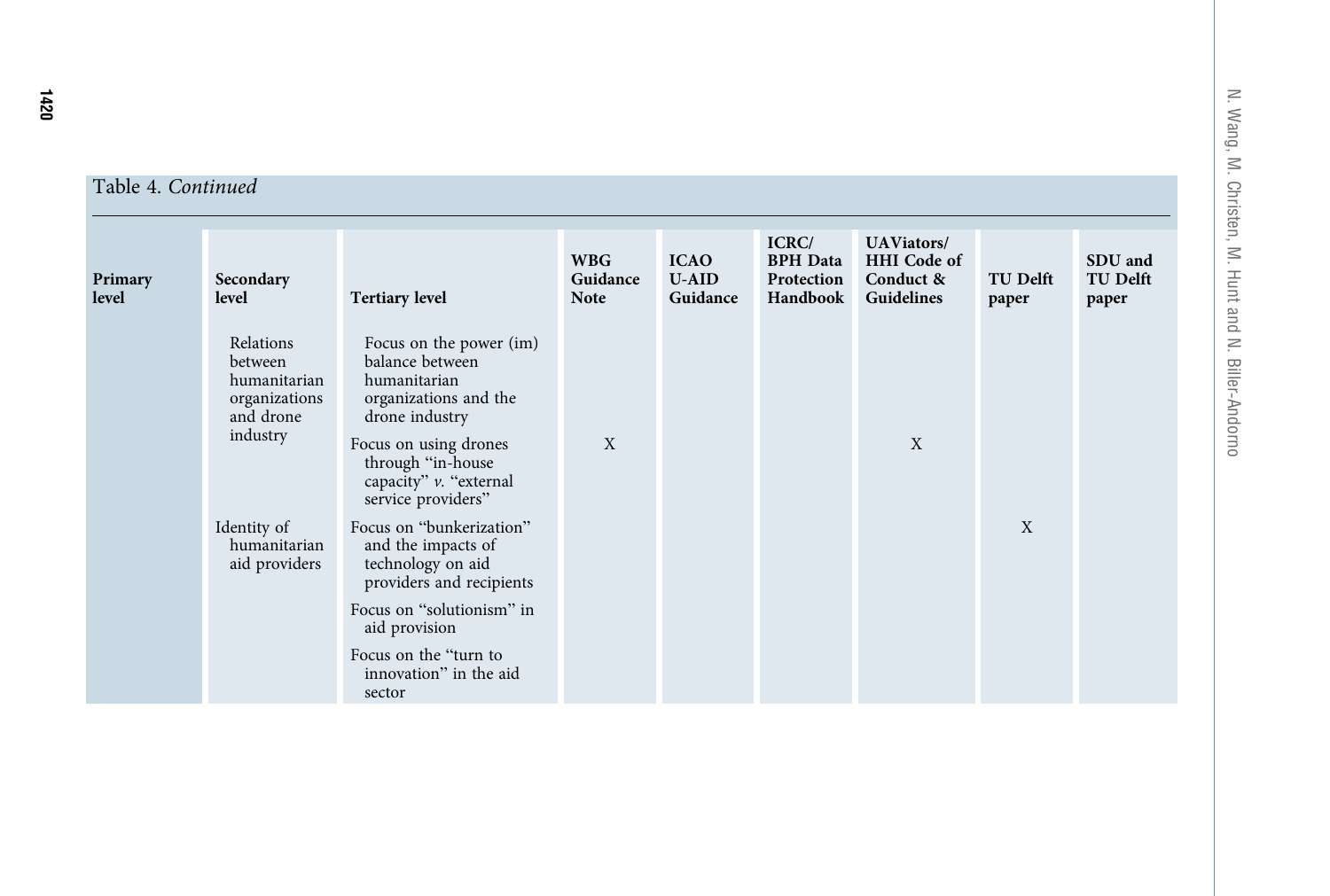Table 4. *Continued*

| Primary level | Secondary level | Tertiary level | WBG Guidance Note | ICAO U-AID Guidance | ICRC/ BPH Data Protection Handbook | UAViators/ HHI Code of Conduct & Guidelines | TU Delft paper | SDU and TU Delft paper |
|---|---|---|---|---|---|---|---|---|
| | Relations between humanitarian organizations and drone industry | Focus on the power (im) balance between humanitarian organizations and the drone industry | | | | | | |
| | | Focus on using drones through "in-house capacity" *v.* "external service providers" | X | | | X | | |
| | Identity of humanitarian aid providers | Focus on "bunkerization" and the impacts of technology on aid providers and recipients | | | | | X | |
| | | Focus on "solutionism" in aid provision | | | | | | |
| | | Focus on the "turn to innovation" in the aid sector | | | | | | |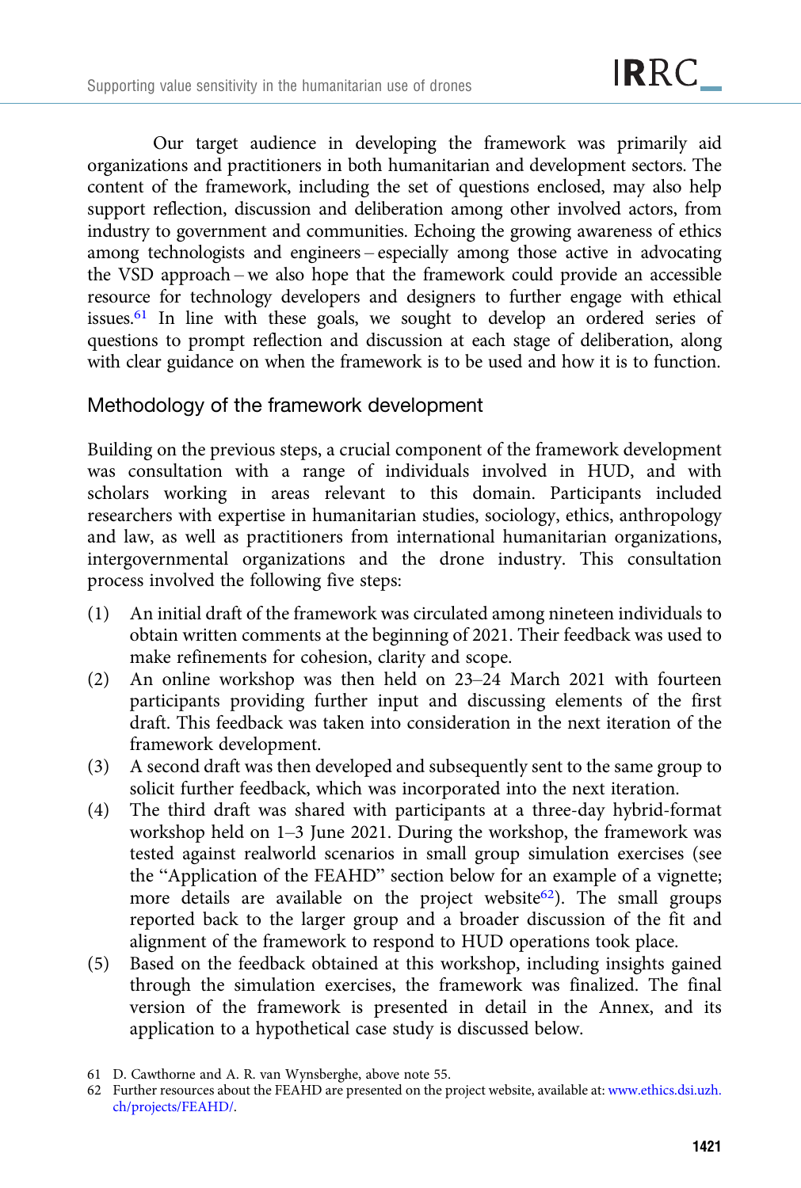Our target audience in developing the framework was primarily aid organizations and practitioners in both humanitarian and development sectors. The content of the framework, including the set of questions enclosed, may also help support reflection, discussion and deliberation among other involved actors, from industry to government and communities. Echoing the growing awareness of ethics among technologists and engineers – especially among those active in advocating the VSD approach – we also hope that the framework could provide an accessible resource for technology developers and designers to further engage with ethical issues.[61] In line with these goals, we sought to develop an ordered series of questions to prompt reflection and discussion at each stage of deliberation, along with clear guidance on when the framework is to be used and how it is to function.

## Methodology of the framework development

Building on the previous steps, a crucial component of the framework development was consultation with a range of individuals involved in HUD, and with scholars working in areas relevant to this domain. Participants included researchers with expertise in humanitarian studies, sociology, ethics, anthropology and law, as well as practitioners from international humanitarian organizations, intergovernmental organizations and the drone industry. This consultation process involved the following five steps:

(1) An initial draft of the framework was circulated among nineteen individuals to obtain written comments at the beginning of 2021. Their feedback was used to make refinements for cohesion, clarity and scope.
(2) An online workshop was then held on 23–24 March 2021 with fourteen participants providing further input and discussing elements of the first draft. This feedback was taken into consideration in the next iteration of the framework development.
(3) A second draft was then developed and subsequently sent to the same group to solicit further feedback, which was incorporated into the next iteration.
(4) The third draft was shared with participants at a three-day hybrid-format workshop held on 1–3 June 2021. During the workshop, the framework was tested against realworld scenarios in small group simulation exercises (see the "Application of the FEAHD" section below for an example of a vignette; more details are available on the project website[62]). The small groups reported back to the larger group and a broader discussion of the fit and alignment of the framework to respond to HUD operations took place.
(5) Based on the feedback obtained at this workshop, including insights gained through the simulation exercises, the framework was finalized. The final version of the framework is presented in detail in the Annex, and its application to a hypothetical case study is discussed below.

61 D. Cawthorne and A. R. van Wynsberghe, above note 55.

62 Further resources about the FEAHD are presented on the project website, available at: www.ethics.dsi.uzh.ch/projects/FEAHD/.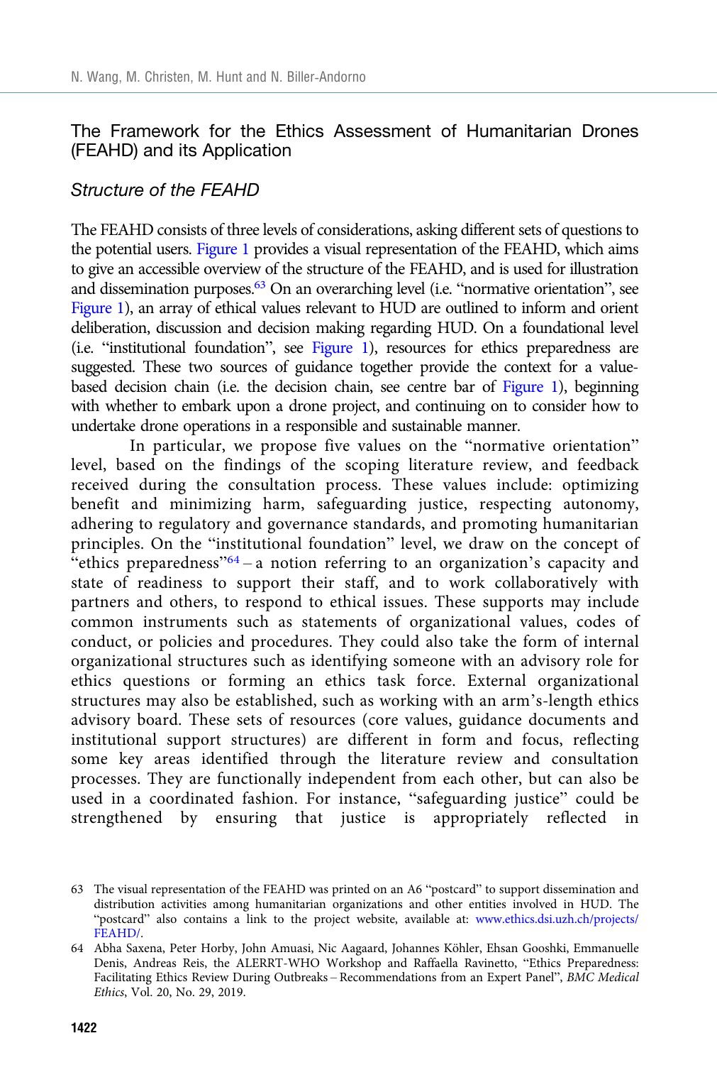## The Framework for the Ethics Assessment of Humanitarian Drones (FEAHD) and its Application

### Structure of the FEAHD

The FEAHD consists of three levels of considerations, asking different sets of questions to the potential users. Figure 1 provides a visual representation of the FEAHD, which aims to give an accessible overview of the structure of the FEAHD, and is used for illustration and dissemination purposes.[63] On an overarching level (i.e. "normative orientation", see Figure 1), an array of ethical values relevant to HUD are outlined to inform and orient deliberation, discussion and decision making regarding HUD. On a foundational level (i.e. "institutional foundation", see Figure 1), resources for ethics preparedness are suggested. These two sources of guidance together provide the context for a value-based decision chain (i.e. the decision chain, see centre bar of Figure 1), beginning with whether to embark upon a drone project, and continuing on to consider how to undertake drone operations in a responsible and sustainable manner.

In particular, we propose five values on the "normative orientation" level, based on the findings of the scoping literature review, and feedback received during the consultation process. These values include: optimizing benefit and minimizing harm, safeguarding justice, respecting autonomy, adhering to regulatory and governance standards, and promoting humanitarian principles. On the "institutional foundation" level, we draw on the concept of "ethics preparedness"[64] – a notion referring to an organization's capacity and state of readiness to support their staff, and to work collaboratively with partners and others, to respond to ethical issues. These supports may include common instruments such as statements of organizational values, codes of conduct, or policies and procedures. They could also take the form of internal organizational structures such as identifying someone with an advisory role for ethics questions or forming an ethics task force. External organizational structures may also be established, such as working with an arm's-length ethics advisory board. These sets of resources (core values, guidance documents and institutional support structures) are different in form and focus, reflecting some key areas identified through the literature review and consultation processes. They are functionally independent from each other, but can also be used in a coordinated fashion. For instance, "safeguarding justice" could be strengthened by ensuring that justice is appropriately reflected in

63 The visual representation of the FEAHD was printed on an A6 "postcard" to support dissemination and distribution activities among humanitarian organizations and other entities involved in HUD. The "postcard" also contains a link to the project website, available at: www.ethics.dsi.uzh.ch/projects/FEAHD/.

64 Abha Saxena, Peter Horby, John Amuasi, Nic Aagaard, Johannes Köhler, Ehsan Gooshki, Emmanuelle Denis, Andreas Reis, the ALERRT-WHO Workshop and Raffaella Ravinetto, "Ethics Preparedness: Facilitating Ethics Review During Outbreaks – Recommendations from an Expert Panel", *BMC Medical Ethics*, Vol. 20, No. 29, 2019.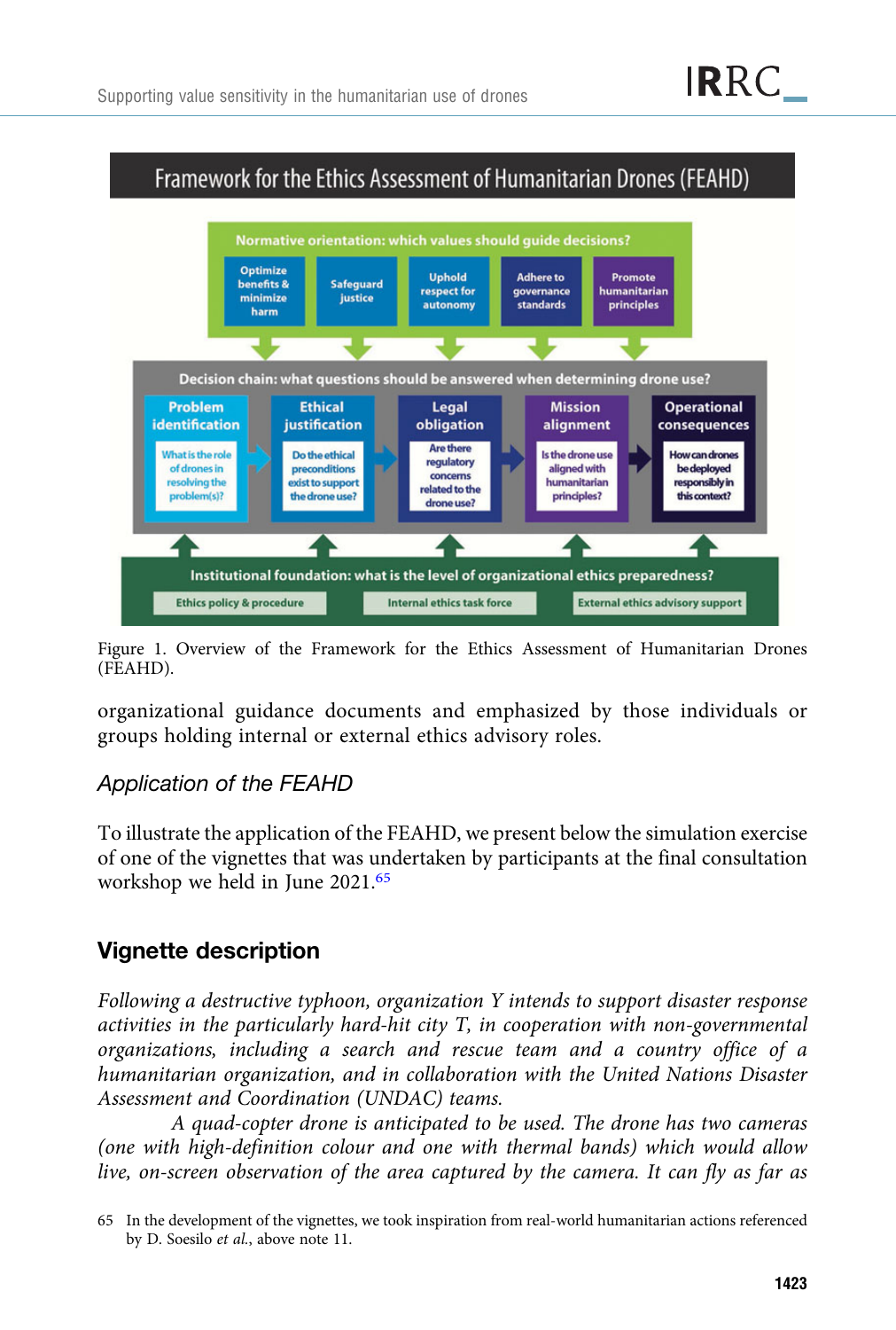Framework for the Ethics Assessment of Humanitarian Drones (FEAHD)

Normative orientation: which values should guide decisions?

- Optimize benefits & minimize harm
- Safeguard justice
- Uphold respect for autonomy
- Adhere to governance standards
- Promote humanitarian principles

Decision chain: what questions should be answered when determining drone use?

- **Problem identification**: What is the role of drones in resolving the problem(s)?
- **Ethical justification**: Do the ethical preconditions exist to support the drone use?
- **Legal obligation**: Are there regulatory concerns related to the drone use?
- **Mission alignment**: Is the drone use aligned with humanitarian principles?
- **Operational consequences**: How can drones be deployed responsibly in this context?

Institutional foundation: what is the level of organizational ethics preparedness?

- Ethics policy & procedure
- Internal ethics task force
- External ethics advisory support

Figure 1. Overview of the Framework for the Ethics Assessment of Humanitarian Drones (FEAHD).

organizational guidance documents and emphasized by those individuals or groups holding internal or external ethics advisory roles.

### *Application of the FEAHD*

To illustrate the application of the FEAHD, we present below the simulation exercise of one of the vignettes that was undertaken by participants at the final consultation workshop we held in June 2021.[65]

## Vignette description

*Following a destructive typhoon, organization Y intends to support disaster response activities in the particularly hard-hit city T, in cooperation with non-governmental organizations, including a search and rescue team and a country office of a humanitarian organization, and in collaboration with the United Nations Disaster Assessment and Coordination (UNDAC) teams.*

*A quad-copter drone is anticipated to be used. The drone has two cameras (one with high-definition colour and one with thermal bands) which would allow live, on-screen observation of the area captured by the camera. It can fly as far as*

65 In the development of the vignettes, we took inspiration from real-world humanitarian actions referenced by D. Soesilo *et al.*, above note 11.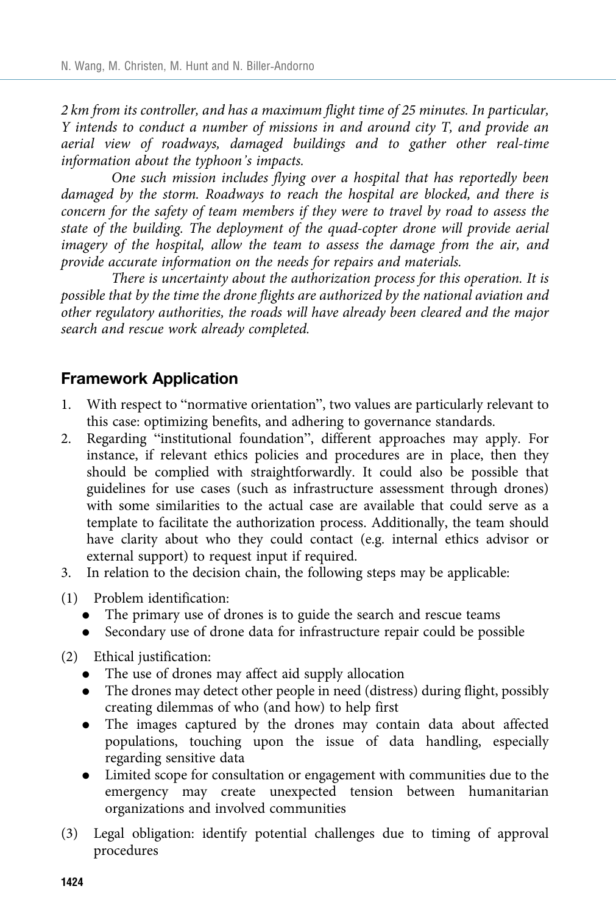*2 km from its controller, and has a maximum flight time of 25 minutes. In particular, Y intends to conduct a number of missions in and around city T, and provide an aerial view of roadways, damaged buildings and to gather other real-time information about the typhoon's impacts.*

*One such mission includes flying over a hospital that has reportedly been damaged by the storm. Roadways to reach the hospital are blocked, and there is concern for the safety of team members if they were to travel by road to assess the state of the building. The deployment of the quad-copter drone will provide aerial imagery of the hospital, allow the team to assess the damage from the air, and provide accurate information on the needs for repairs and materials.*

*There is uncertainty about the authorization process for this operation. It is possible that by the time the drone flights are authorized by the national aviation and other regulatory authorities, the roads will have already been cleared and the major search and rescue work already completed.*

## Framework Application

1. With respect to "normative orientation", two values are particularly relevant to this case: optimizing benefits, and adhering to governance standards.
2. Regarding "institutional foundation", different approaches may apply. For instance, if relevant ethics policies and procedures are in place, then they should be complied with straightforwardly. It could also be possible that guidelines for use cases (such as infrastructure assessment through drones) with some similarities to the actual case are available that could serve as a template to facilitate the authorization process. Additionally, the team should have clarity about who they could contact (e.g. internal ethics advisor or external support) to request input if required.
3. In relation to the decision chain, the following steps may be applicable:

(1) Problem identification:
- The primary use of drones is to guide the search and rescue teams
- Secondary use of drone data for infrastructure repair could be possible

(2) Ethical justification:
- The use of drones may affect aid supply allocation
- The drones may detect other people in need (distress) during flight, possibly creating dilemmas of who (and how) to help first
- The images captured by the drones may contain data about affected populations, touching upon the issue of data handling, especially regarding sensitive data
- Limited scope for consultation or engagement with communities due to the emergency may create unexpected tension between humanitarian organizations and involved communities

(3) Legal obligation: identify potential challenges due to timing of approval procedures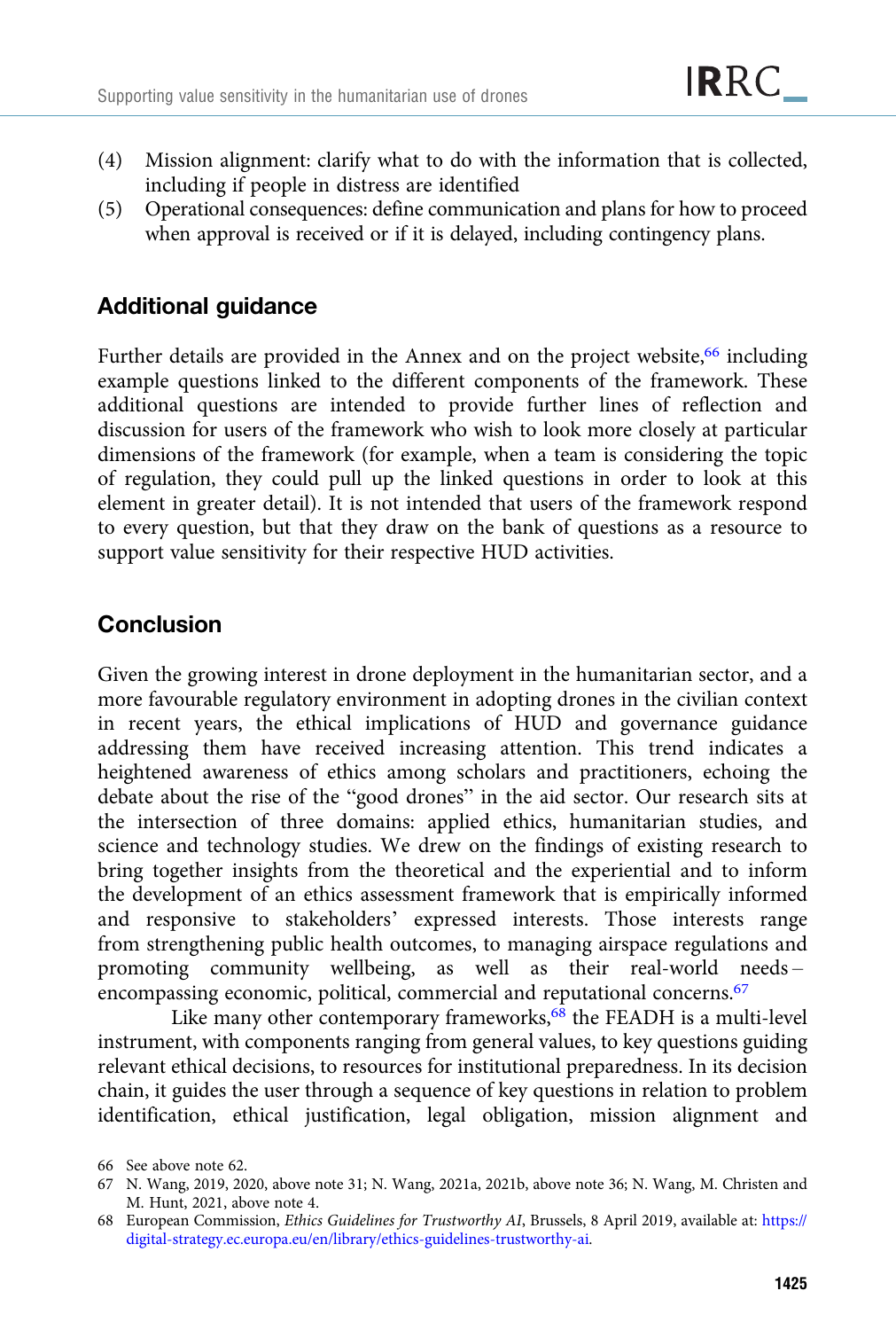(4) Mission alignment: clarify what to do with the information that is collected, including if people in distress are identified
(5) Operational consequences: define communication and plans for how to proceed when approval is received or if it is delayed, including contingency plans.

## Additional guidance

Further details are provided in the Annex and on the project website,[66] including example questions linked to the different components of the framework. These additional questions are intended to provide further lines of reflection and discussion for users of the framework who wish to look more closely at particular dimensions of the framework (for example, when a team is considering the topic of regulation, they could pull up the linked questions in order to look at this element in greater detail). It is not intended that users of the framework respond to every question, but that they draw on the bank of questions as a resource to support value sensitivity for their respective HUD activities.

## Conclusion

Given the growing interest in drone deployment in the humanitarian sector, and a more favourable regulatory environment in adopting drones in the civilian context in recent years, the ethical implications of HUD and governance guidance addressing them have received increasing attention. This trend indicates a heightened awareness of ethics among scholars and practitioners, echoing the debate about the rise of the "good drones" in the aid sector. Our research sits at the intersection of three domains: applied ethics, humanitarian studies, and science and technology studies. We drew on the findings of existing research to bring together insights from the theoretical and the experiential and to inform the development of an ethics assessment framework that is empirically informed and responsive to stakeholders' expressed interests. Those interests range from strengthening public health outcomes, to managing airspace regulations and promoting community wellbeing, as well as their real-world needs – encompassing economic, political, commercial and reputational concerns.[67]

Like many other contemporary frameworks,[68] the FEADH is a multi-level instrument, with components ranging from general values, to key questions guiding relevant ethical decisions, to resources for institutional preparedness. In its decision chain, it guides the user through a sequence of key questions in relation to problem identification, ethical justification, legal obligation, mission alignment and

66 See above note 62.

67 N. Wang, 2019, 2020, above note 31; N. Wang, 2021a, 2021b, above note 36; N. Wang, M. Christen and M. Hunt, 2021, above note 4.

68 European Commission, *Ethics Guidelines for Trustworthy AI*, Brussels, 8 April 2019, available at: https://digital-strategy.ec.europa.eu/en/library/ethics-guidelines-trustworthy-ai.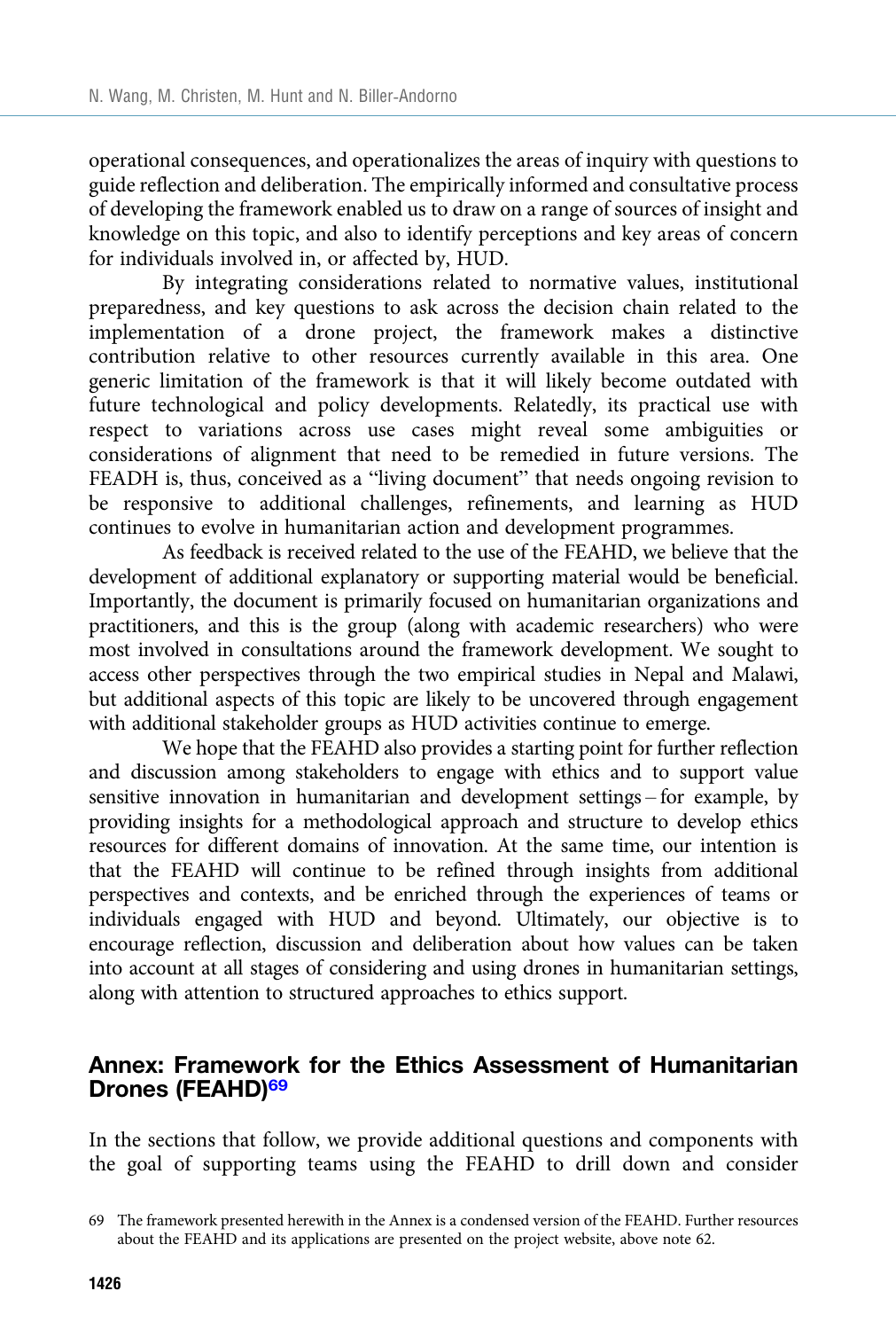operational consequences, and operationalizes the areas of inquiry with questions to guide reflection and deliberation. The empirically informed and consultative process of developing the framework enabled us to draw on a range of sources of insight and knowledge on this topic, and also to identify perceptions and key areas of concern for individuals involved in, or affected by, HUD.

By integrating considerations related to normative values, institutional preparedness, and key questions to ask across the decision chain related to the implementation of a drone project, the framework makes a distinctive contribution relative to other resources currently available in this area. One generic limitation of the framework is that it will likely become outdated with future technological and policy developments. Relatedly, its practical use with respect to variations across use cases might reveal some ambiguities or considerations of alignment that need to be remedied in future versions. The FEADH is, thus, conceived as a "living document" that needs ongoing revision to be responsive to additional challenges, refinements, and learning as HUD continues to evolve in humanitarian action and development programmes.

As feedback is received related to the use of the FEAHD, we believe that the development of additional explanatory or supporting material would be beneficial. Importantly, the document is primarily focused on humanitarian organizations and practitioners, and this is the group (along with academic researchers) who were most involved in consultations around the framework development. We sought to access other perspectives through the two empirical studies in Nepal and Malawi, but additional aspects of this topic are likely to be uncovered through engagement with additional stakeholder groups as HUD activities continue to emerge.

We hope that the FEAHD also provides a starting point for further reflection and discussion among stakeholders to engage with ethics and to support value sensitive innovation in humanitarian and development settings – for example, by providing insights for a methodological approach and structure to develop ethics resources for different domains of innovation. At the same time, our intention is that the FEAHD will continue to be refined through insights from additional perspectives and contexts, and be enriched through the experiences of teams or individuals engaged with HUD and beyond. Ultimately, our objective is to encourage reflection, discussion and deliberation about how values can be taken into account at all stages of considering and using drones in humanitarian settings, along with attention to structured approaches to ethics support.

## Annex: Framework for the Ethics Assessment of Humanitarian Drones (FEAHD)[69]

In the sections that follow, we provide additional questions and components with the goal of supporting teams using the FEAHD to drill down and consider

69 The framework presented herewith in the Annex is a condensed version of the FEAHD. Further resources about the FEAHD and its applications are presented on the project website, above note 62.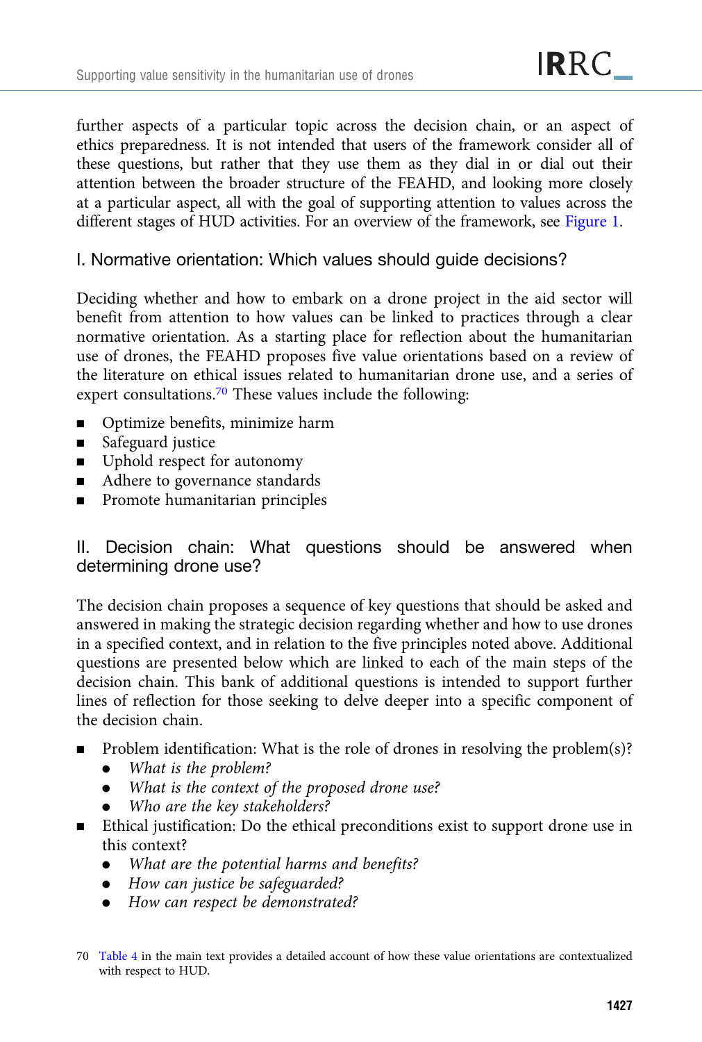further aspects of a particular topic across the decision chain, or an aspect of ethics preparedness. It is not intended that users of the framework consider all of these questions, but rather that they use them as they dial in or dial out their attention between the broader structure of the FEAHD, and looking more closely at a particular aspect, all with the goal of supporting attention to values across the different stages of HUD activities. For an overview of the framework, see Figure 1.

## I. Normative orientation: Which values should guide decisions?

Deciding whether and how to embark on a drone project in the aid sector will benefit from attention to how values can be linked to practices through a clear normative orientation. As a starting place for reflection about the humanitarian use of drones, the FEAHD proposes five value orientations based on a review of the literature on ethical issues related to humanitarian drone use, and a series of expert consultations.[70] These values include the following:

- Optimize benefits, minimize harm
- Safeguard justice
- Uphold respect for autonomy
- Adhere to governance standards
- Promote humanitarian principles

## II. Decision chain: What questions should be answered when determining drone use?

The decision chain proposes a sequence of key questions that should be asked and answered in making the strategic decision regarding whether and how to use drones in a specified context, and in relation to the five principles noted above. Additional questions are presented below which are linked to each of the main steps of the decision chain. This bank of additional questions is intended to support further lines of reflection for those seeking to delve deeper into a specific component of the decision chain.

- Problem identification: What is the role of drones in resolving the problem(s)?
  - *What is the problem?*
  - *What is the context of the proposed drone use?*
  - *Who are the key stakeholders?*
- Ethical justification: Do the ethical preconditions exist to support drone use in this context?
  - *What are the potential harms and benefits?*
  - *How can justice be safeguarded?*
  - *How can respect be demonstrated?*

70 Table 4 in the main text provides a detailed account of how these value orientations are contextualized with respect to HUD.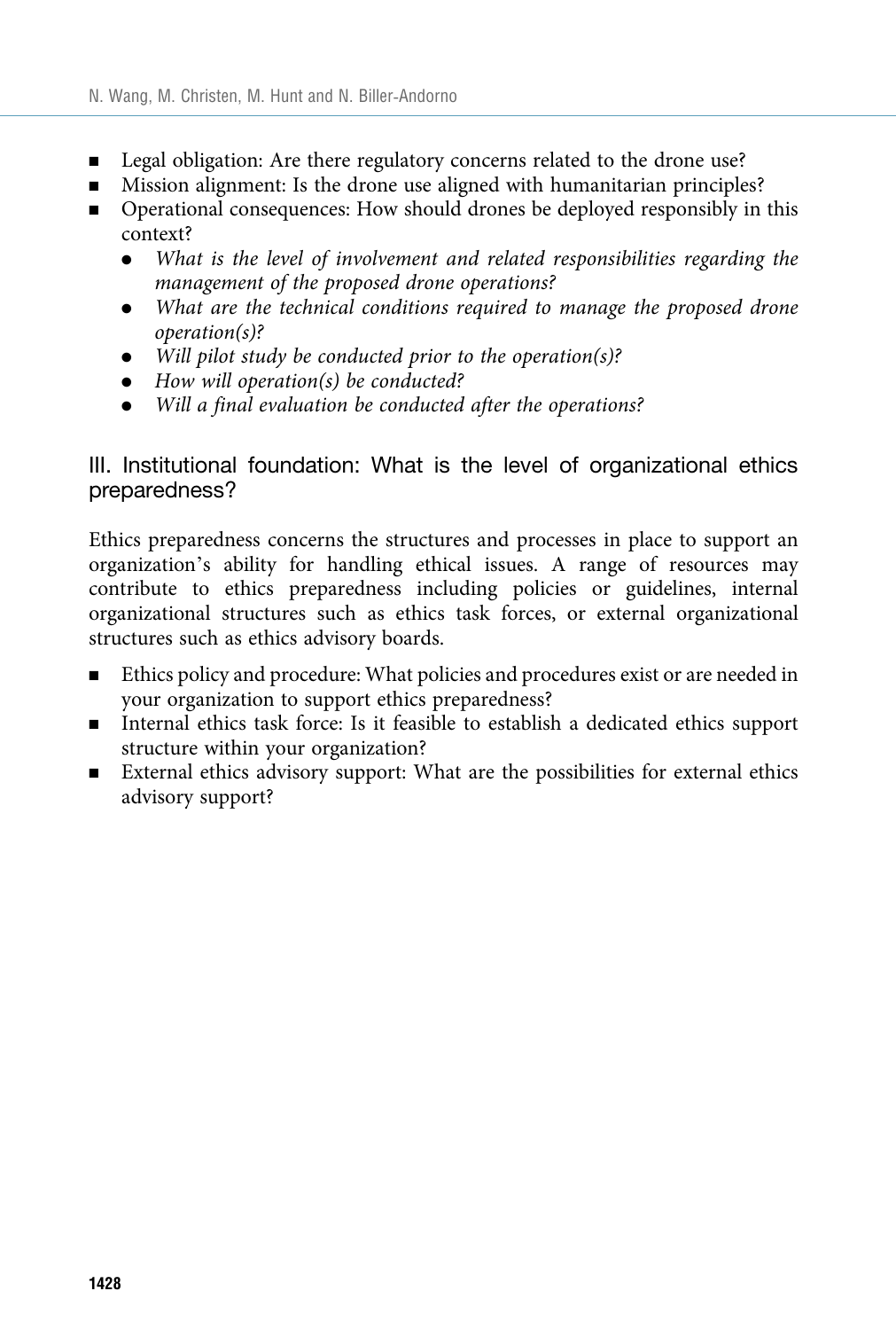- Legal obligation: Are there regulatory concerns related to the drone use?
- Mission alignment: Is the drone use aligned with humanitarian principles?
- Operational consequences: How should drones be deployed responsibly in this context?
  - *What is the level of involvement and related responsibilities regarding the management of the proposed drone operations?*
  - *What are the technical conditions required to manage the proposed drone operation(s)?*
  - *Will pilot study be conducted prior to the operation(s)?*
  - *How will operation(s) be conducted?*
  - *Will a final evaluation be conducted after the operations?*

### III. Institutional foundation: What is the level of organizational ethics preparedness?

Ethics preparedness concerns the structures and processes in place to support an organization's ability for handling ethical issues. A range of resources may contribute to ethics preparedness including policies or guidelines, internal organizational structures such as ethics task forces, or external organizational structures such as ethics advisory boards.

- Ethics policy and procedure: What policies and procedures exist or are needed in your organization to support ethics preparedness?
- Internal ethics task force: Is it feasible to establish a dedicated ethics support structure within your organization?
- External ethics advisory support: What are the possibilities for external ethics advisory support?